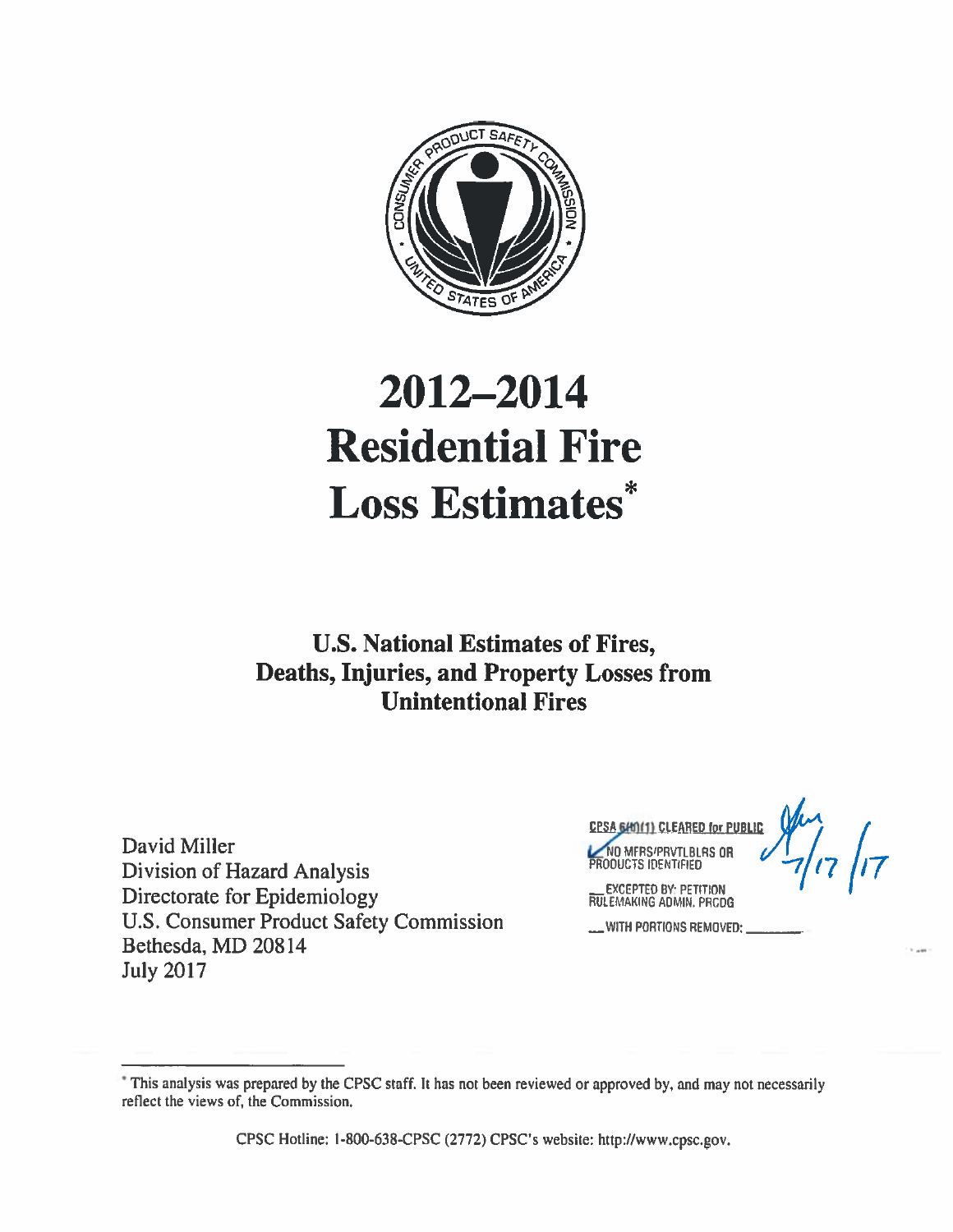# 2012–2014 Residential Fire Loss Estimates*

## U.S. National Estimates of Fires, Deaths, Injuries, and Property Losses from Unintentional Fires

David Miller
Division of Hazard Analysis
Directorate for Epidemiology
U.S. Consumer Product Safety Commission
Bethesda, MD 20814
July 2017

CPSA 6(b)(1) CLEARED for PUBLIC
✓ NO MFRS/PRVTLBLRS OR PRODUCTS IDENTIFIED
__ EXCEPTED BY: PETITION RULEMAKING ADMIN. PRCDG
__ WITH PORTIONS REMOVED: ________
7/17/17

---

* This analysis was prepared by the CPSC staff. It has not been reviewed or approved by, and may not necessarily reflect the views of, the Commission.

CPSC Hotline: 1-800-638-CPSC (2772) CPSC's website: http://www.cpsc.gov.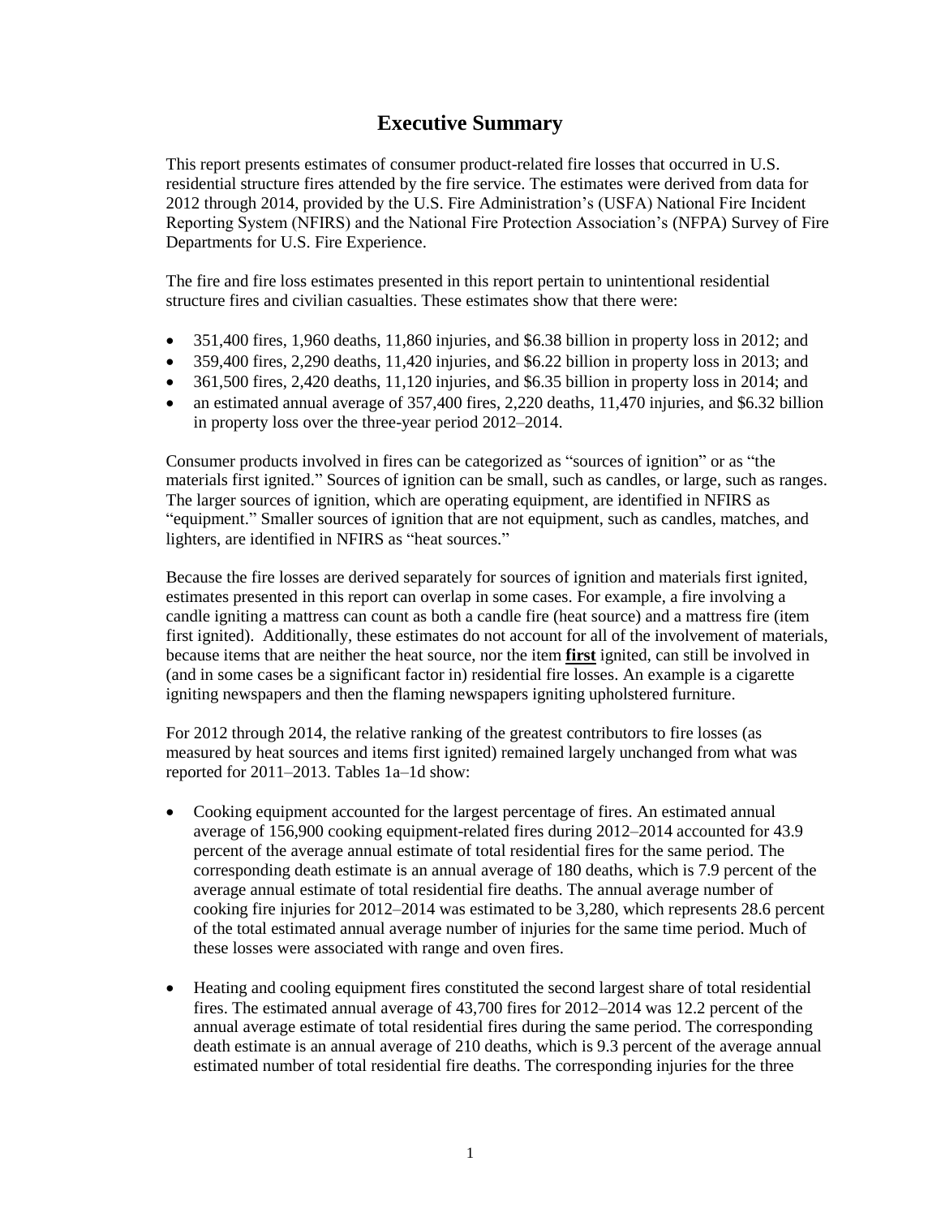# Executive Summary

This report presents estimates of consumer product-related fire losses that occurred in U.S. residential structure fires attended by the fire service. The estimates were derived from data for 2012 through 2014, provided by the U.S. Fire Administration's (USFA) National Fire Incident Reporting System (NFIRS) and the National Fire Protection Association's (NFPA) Survey of Fire Departments for U.S. Fire Experience.

The fire and fire loss estimates presented in this report pertain to unintentional residential structure fires and civilian casualties. These estimates show that there were:

- 351,400 fires, 1,960 deaths, 11,860 injuries, and $6.38 billion in property loss in 2012; and
- 359,400 fires, 2,290 deaths, 11,420 injuries, and $6.22 billion in property loss in 2013; and
- 361,500 fires, 2,420 deaths, 11,120 injuries, and $6.35 billion in property loss in 2014; and
- an estimated annual average of 357,400 fires, 2,220 deaths, 11,470 injuries, and $6.32 billion in property loss over the three-year period 2012–2014.

Consumer products involved in fires can be categorized as "sources of ignition" or as "the materials first ignited." Sources of ignition can be small, such as candles, or large, such as ranges. The larger sources of ignition, which are operating equipment, are identified in NFIRS as "equipment." Smaller sources of ignition that are not equipment, such as candles, matches, and lighters, are identified in NFIRS as "heat sources."

Because the fire losses are derived separately for sources of ignition and materials first ignited, estimates presented in this report can overlap in some cases. For example, a fire involving a candle igniting a mattress can count as both a candle fire (heat source) and a mattress fire (item first ignited). Additionally, these estimates do not account for all of the involvement of materials, because items that are neither the heat source, nor the item **first** ignited, can still be involved in (and in some cases be a significant factor in) residential fire losses. An example is a cigarette igniting newspapers and then the flaming newspapers igniting upholstered furniture.

For 2012 through 2014, the relative ranking of the greatest contributors to fire losses (as measured by heat sources and items first ignited) remained largely unchanged from what was reported for 2011–2013. Tables 1a–1d show:

- Cooking equipment accounted for the largest percentage of fires. An estimated annual average of 156,900 cooking equipment-related fires during 2012–2014 accounted for 43.9 percent of the average annual estimate of total residential fires for the same period. The corresponding death estimate is an annual average of 180 deaths, which is 7.9 percent of the average annual estimate of total residential fire deaths. The annual average number of cooking fire injuries for 2012–2014 was estimated to be 3,280, which represents 28.6 percent of the total estimated annual average number of injuries for the same time period. Much of these losses were associated with range and oven fires.

- Heating and cooling equipment fires constituted the second largest share of total residential fires. The estimated annual average of 43,700 fires for 2012–2014 was 12.2 percent of the annual average estimate of total residential fires during the same period. The corresponding death estimate is an annual average of 210 deaths, which is 9.3 percent of the average annual estimated number of total residential fire deaths. The corresponding injuries for the three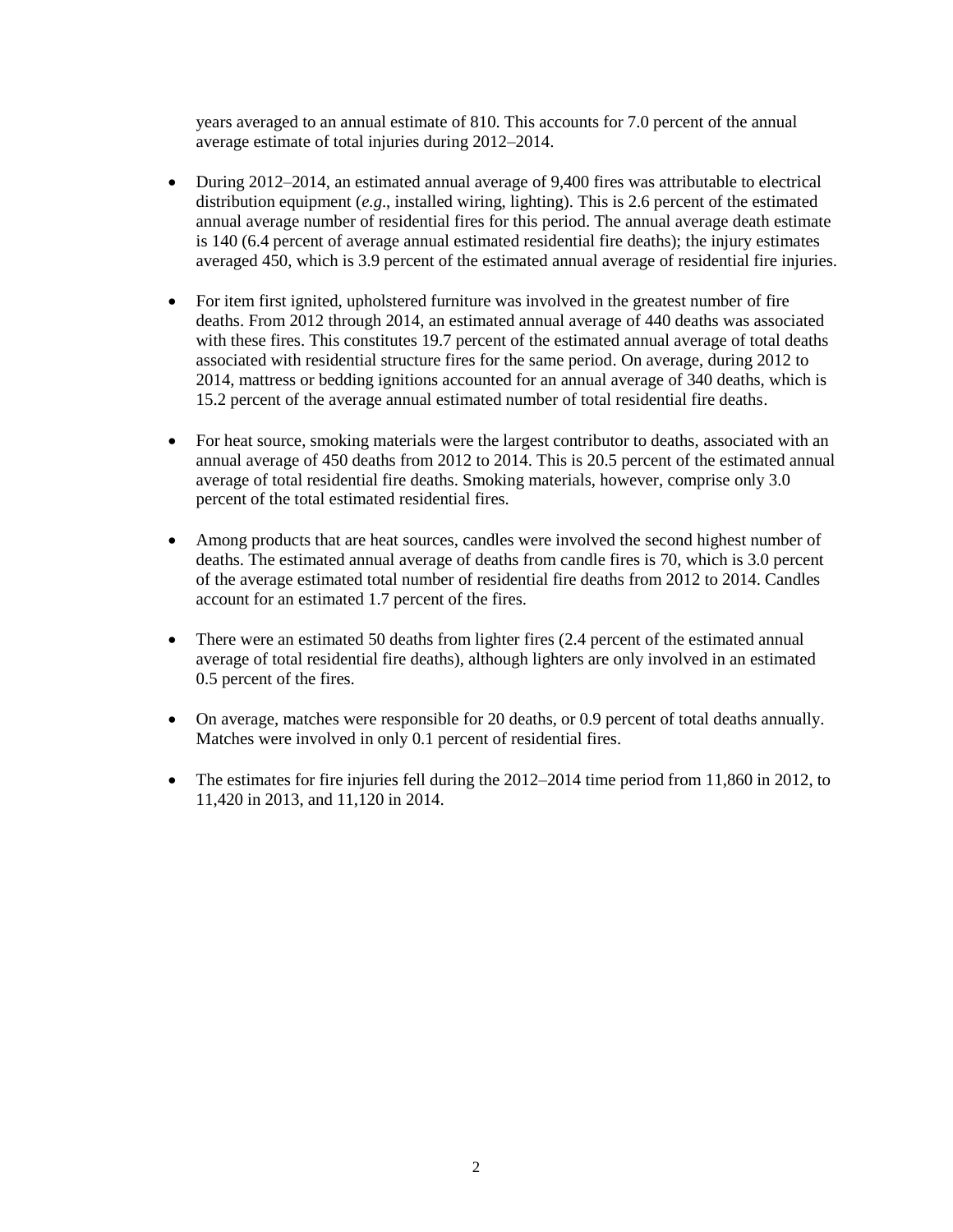years averaged to an annual estimate of 810. This accounts for 7.0 percent of the annual average estimate of total injuries during 2012–2014.

- During 2012–2014, an estimated annual average of 9,400 fires was attributable to electrical distribution equipment (*e.g*., installed wiring, lighting). This is 2.6 percent of the estimated annual average number of residential fires for this period. The annual average death estimate is 140 (6.4 percent of average annual estimated residential fire deaths); the injury estimates averaged 450, which is 3.9 percent of the estimated annual average of residential fire injuries.

- For item first ignited, upholstered furniture was involved in the greatest number of fire deaths. From 2012 through 2014, an estimated annual average of 440 deaths was associated with these fires. This constitutes 19.7 percent of the estimated annual average of total deaths associated with residential structure fires for the same period. On average, during 2012 to 2014, mattress or bedding ignitions accounted for an annual average of 340 deaths, which is 15.2 percent of the average annual estimated number of total residential fire deaths.

- For heat source, smoking materials were the largest contributor to deaths, associated with an annual average of 450 deaths from 2012 to 2014. This is 20.5 percent of the estimated annual average of total residential fire deaths. Smoking materials, however, comprise only 3.0 percent of the total estimated residential fires.

- Among products that are heat sources, candles were involved the second highest number of deaths. The estimated annual average of deaths from candle fires is 70, which is 3.0 percent of the average estimated total number of residential fire deaths from 2012 to 2014. Candles account for an estimated 1.7 percent of the fires.

- There were an estimated 50 deaths from lighter fires (2.4 percent of the estimated annual average of total residential fire deaths), although lighters are only involved in an estimated 0.5 percent of the fires.

- On average, matches were responsible for 20 deaths, or 0.9 percent of total deaths annually. Matches were involved in only 0.1 percent of residential fires.

- The estimates for fire injuries fell during the 2012–2014 time period from 11,860 in 2012, to 11,420 in 2013, and 11,120 in 2014.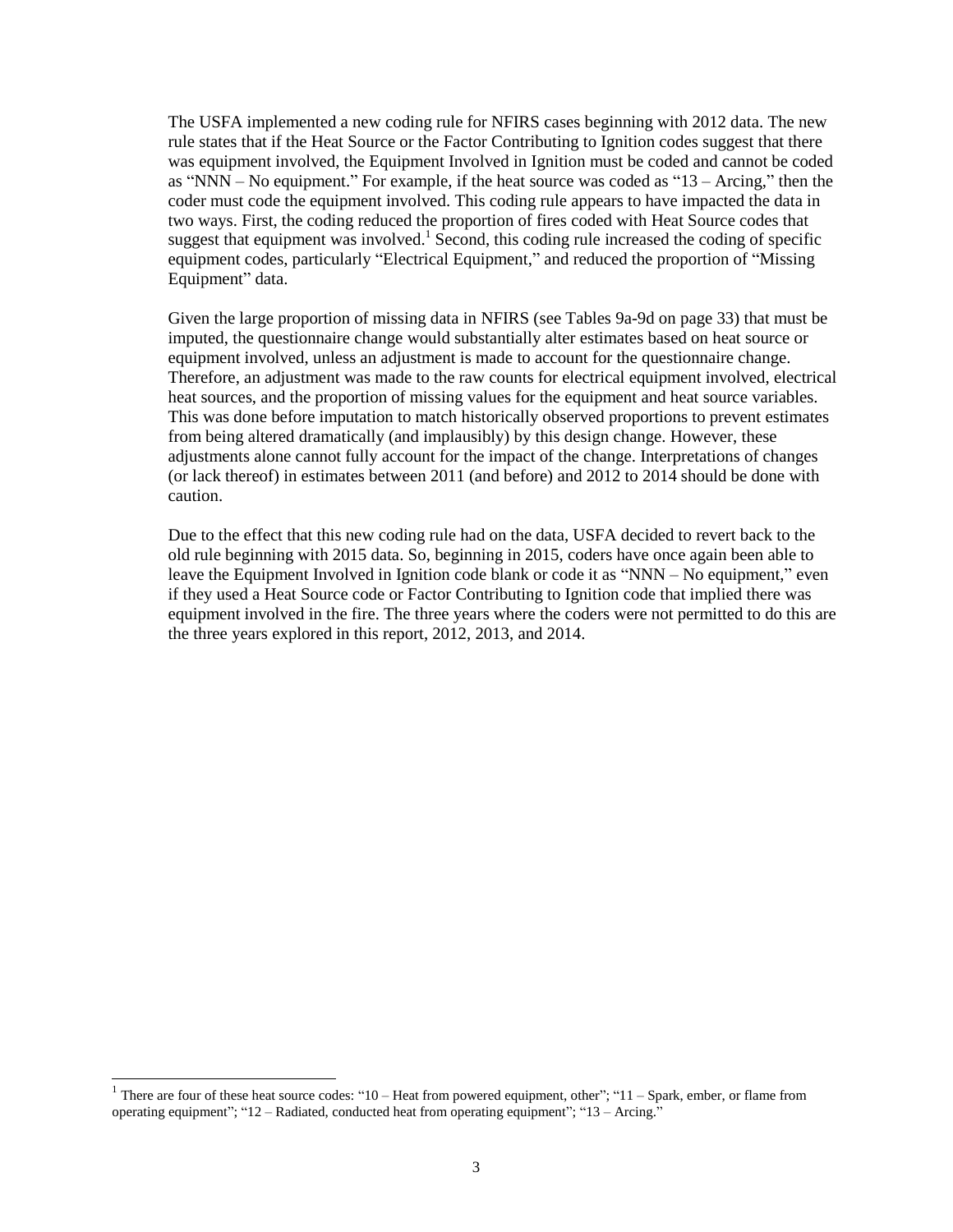The USFA implemented a new coding rule for NFIRS cases beginning with 2012 data. The new rule states that if the Heat Source or the Factor Contributing to Ignition codes suggest that there was equipment involved, the Equipment Involved in Ignition must be coded and cannot be coded as "NNN – No equipment." For example, if the heat source was coded as "13 – Arcing," then the coder must code the equipment involved. This coding rule appears to have impacted the data in two ways. First, the coding reduced the proportion of fires coded with Heat Source codes that suggest that equipment was involved.[1] Second, this coding rule increased the coding of specific equipment codes, particularly "Electrical Equipment," and reduced the proportion of "Missing Equipment" data.

Given the large proportion of missing data in NFIRS (see Tables 9a-9d on page 33) that must be imputed, the questionnaire change would substantially alter estimates based on heat source or equipment involved, unless an adjustment is made to account for the questionnaire change. Therefore, an adjustment was made to the raw counts for electrical equipment involved, electrical heat sources, and the proportion of missing values for the equipment and heat source variables. This was done before imputation to match historically observed proportions to prevent estimates from being altered dramatically (and implausibly) by this design change. However, these adjustments alone cannot fully account for the impact of the change. Interpretations of changes (or lack thereof) in estimates between 2011 (and before) and 2012 to 2014 should be done with caution.

Due to the effect that this new coding rule had on the data, USFA decided to revert back to the old rule beginning with 2015 data. So, beginning in 2015, coders have once again been able to leave the Equipment Involved in Ignition code blank or code it as "NNN – No equipment," even if they used a Heat Source code or Factor Contributing to Ignition code that implied there was equipment involved in the fire. The three years where the coders were not permitted to do this are the three years explored in this report, 2012, 2013, and 2014.

[1] There are four of these heat source codes: "10 – Heat from powered equipment, other"; "11 – Spark, ember, or flame from operating equipment"; "12 – Radiated, conducted heat from operating equipment"; "13 – Arcing."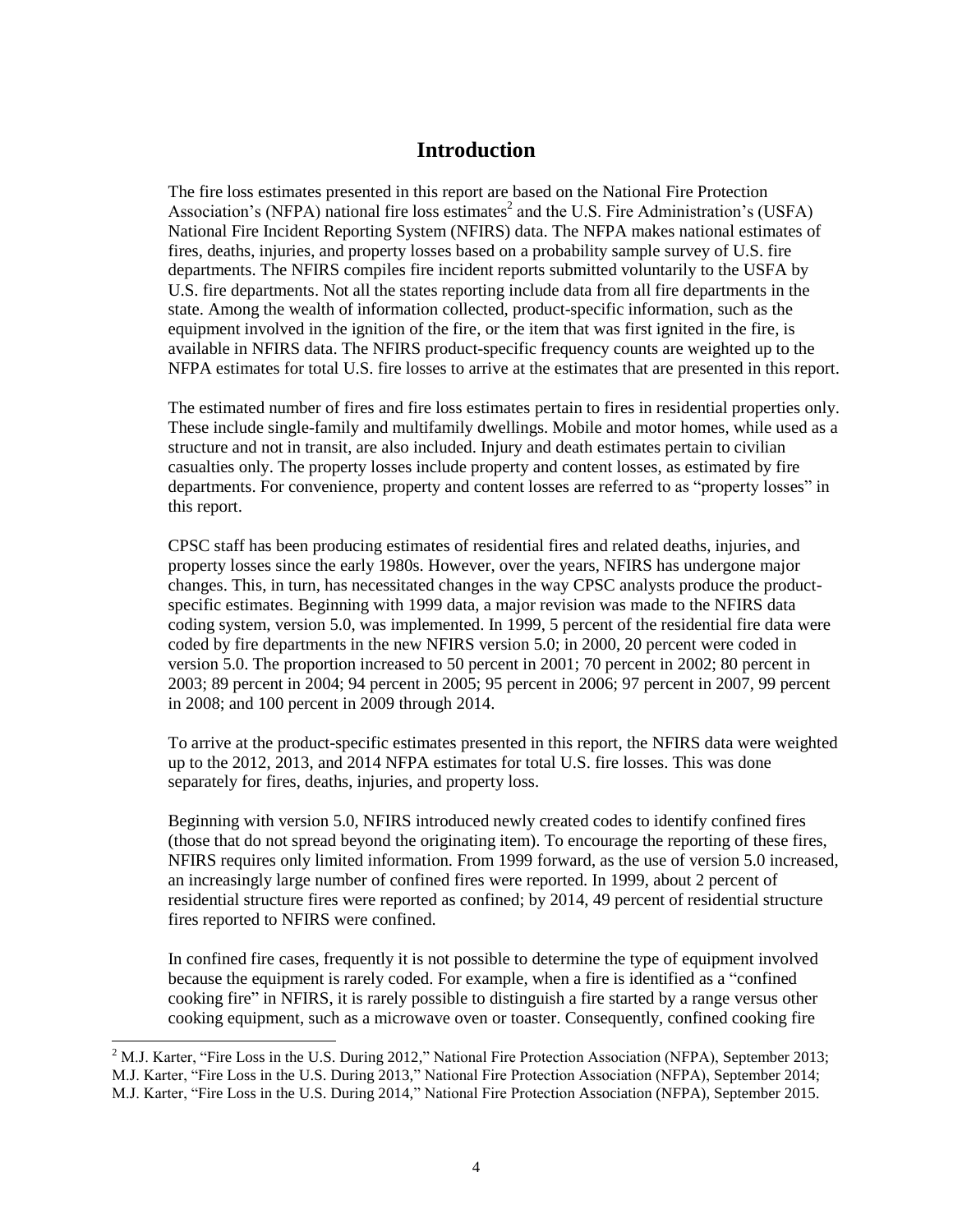# Introduction

The fire loss estimates presented in this report are based on the National Fire Protection Association's (NFPA) national fire loss estimates[2] and the U.S. Fire Administration's (USFA) National Fire Incident Reporting System (NFIRS) data. The NFPA makes national estimates of fires, deaths, injuries, and property losses based on a probability sample survey of U.S. fire departments. The NFIRS compiles fire incident reports submitted voluntarily to the USFA by U.S. fire departments. Not all the states reporting include data from all fire departments in the state. Among the wealth of information collected, product-specific information, such as the equipment involved in the ignition of the fire, or the item that was first ignited in the fire, is available in NFIRS data. The NFIRS product-specific frequency counts are weighted up to the NFPA estimates for total U.S. fire losses to arrive at the estimates that are presented in this report.

The estimated number of fires and fire loss estimates pertain to fires in residential properties only. These include single-family and multifamily dwellings. Mobile and motor homes, while used as a structure and not in transit, are also included. Injury and death estimates pertain to civilian casualties only. The property losses include property and content losses, as estimated by fire departments. For convenience, property and content losses are referred to as "property losses" in this report.

CPSC staff has been producing estimates of residential fires and related deaths, injuries, and property losses since the early 1980s. However, over the years, NFIRS has undergone major changes. This, in turn, has necessitated changes in the way CPSC analysts produce the product-specific estimates. Beginning with 1999 data, a major revision was made to the NFIRS data coding system, version 5.0, was implemented. In 1999, 5 percent of the residential fire data were coded by fire departments in the new NFIRS version 5.0; in 2000, 20 percent were coded in version 5.0. The proportion increased to 50 percent in 2001; 70 percent in 2002; 80 percent in 2003; 89 percent in 2004; 94 percent in 2005; 95 percent in 2006; 97 percent in 2007, 99 percent in 2008; and 100 percent in 2009 through 2014.

To arrive at the product-specific estimates presented in this report, the NFIRS data were weighted up to the 2012, 2013, and 2014 NFPA estimates for total U.S. fire losses. This was done separately for fires, deaths, injuries, and property loss.

Beginning with version 5.0, NFIRS introduced newly created codes to identify confined fires (those that do not spread beyond the originating item). To encourage the reporting of these fires, NFIRS requires only limited information. From 1999 forward, as the use of version 5.0 increased, an increasingly large number of confined fires were reported. In 1999, about 2 percent of residential structure fires were reported as confined; by 2014, 49 percent of residential structure fires reported to NFIRS were confined.

In confined fire cases, frequently it is not possible to determine the type of equipment involved because the equipment is rarely coded. For example, when a fire is identified as a "confined cooking fire" in NFIRS, it is rarely possible to distinguish a fire started by a range versus other cooking equipment, such as a microwave oven or toaster. Consequently, confined cooking fire

---

[2] M.J. Karter, "Fire Loss in the U.S. During 2012," National Fire Protection Association (NFPA), September 2013; M.J. Karter, "Fire Loss in the U.S. During 2013," National Fire Protection Association (NFPA), September 2014; M.J. Karter, "Fire Loss in the U.S. During 2014," National Fire Protection Association (NFPA), September 2015.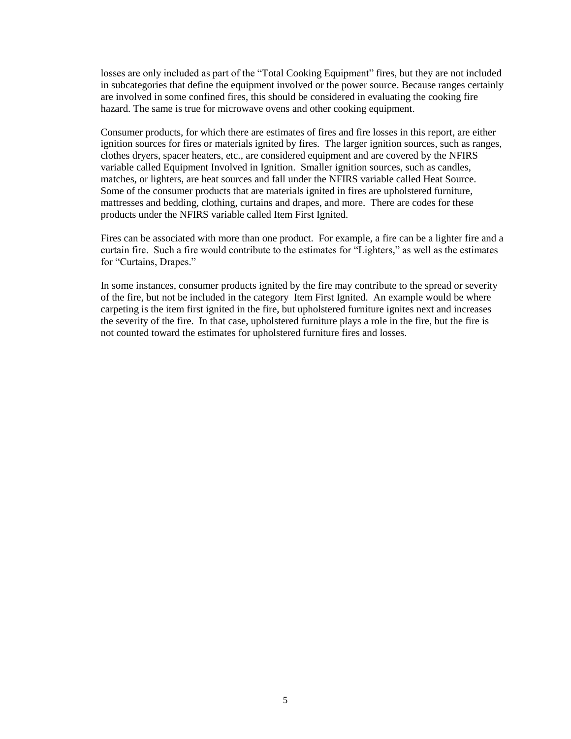losses are only included as part of the "Total Cooking Equipment" fires, but they are not included in subcategories that define the equipment involved or the power source. Because ranges certainly are involved in some confined fires, this should be considered in evaluating the cooking fire hazard. The same is true for microwave ovens and other cooking equipment.

Consumer products, for which there are estimates of fires and fire losses in this report, are either ignition sources for fires or materials ignited by fires. The larger ignition sources, such as ranges, clothes dryers, spacer heaters, etc., are considered equipment and are covered by the NFIRS variable called Equipment Involved in Ignition. Smaller ignition sources, such as candles, matches, or lighters, are heat sources and fall under the NFIRS variable called Heat Source. Some of the consumer products that are materials ignited in fires are upholstered furniture, mattresses and bedding, clothing, curtains and drapes, and more. There are codes for these products under the NFIRS variable called Item First Ignited.

Fires can be associated with more than one product. For example, a fire can be a lighter fire and a curtain fire. Such a fire would contribute to the estimates for "Lighters," as well as the estimates for "Curtains, Drapes."

In some instances, consumer products ignited by the fire may contribute to the spread or severity of the fire, but not be included in the category Item First Ignited. An example would be where carpeting is the item first ignited in the fire, but upholstered furniture ignites next and increases the severity of the fire. In that case, upholstered furniture plays a role in the fire, but the fire is not counted toward the estimates for upholstered furniture fires and losses.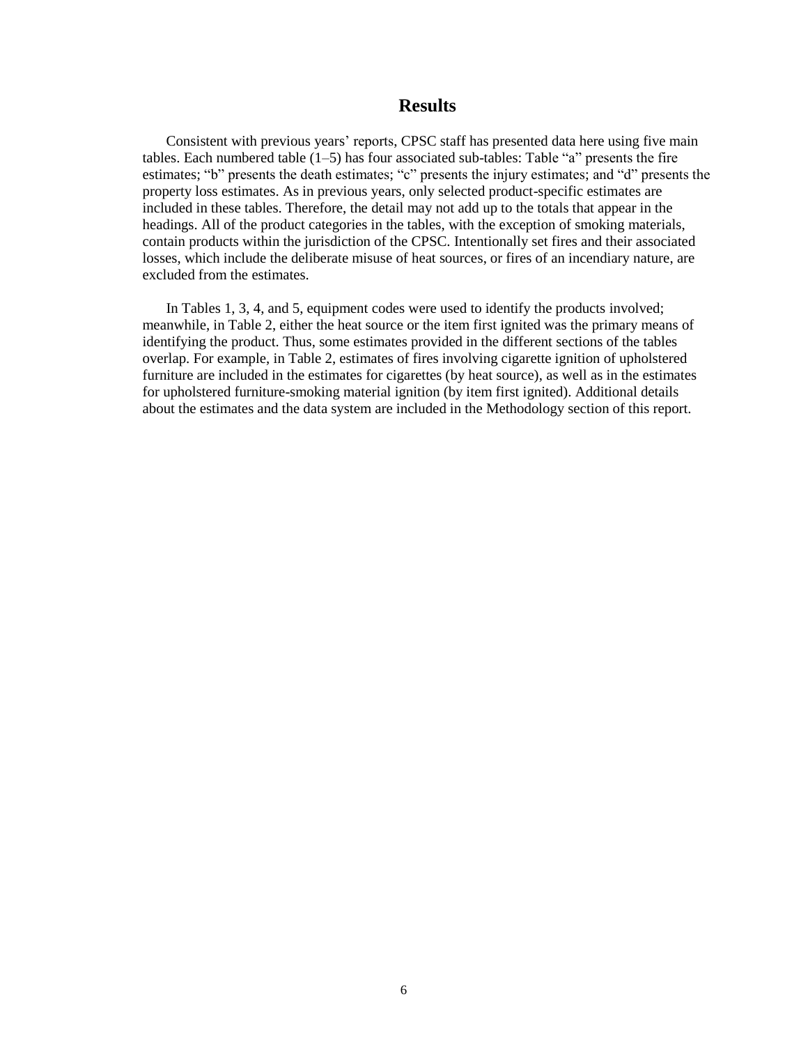# Results

Consistent with previous years' reports, CPSC staff has presented data here using five main tables. Each numbered table (1–5) has four associated sub-tables: Table "a" presents the fire estimates; "b" presents the death estimates; "c" presents the injury estimates; and "d" presents the property loss estimates. As in previous years, only selected product-specific estimates are included in these tables. Therefore, the detail may not add up to the totals that appear in the headings. All of the product categories in the tables, with the exception of smoking materials, contain products within the jurisdiction of the CPSC. Intentionally set fires and their associated losses, which include the deliberate misuse of heat sources, or fires of an incendiary nature, are excluded from the estimates.

In Tables 1, 3, 4, and 5, equipment codes were used to identify the products involved; meanwhile, in Table 2, either the heat source or the item first ignited was the primary means of identifying the product. Thus, some estimates provided in the different sections of the tables overlap. For example, in Table 2, estimates of fires involving cigarette ignition of upholstered furniture are included in the estimates for cigarettes (by heat source), as well as in the estimates for upholstered furniture-smoking material ignition (by item first ignited). Additional details about the estimates and the data system are included in the Methodology section of this report.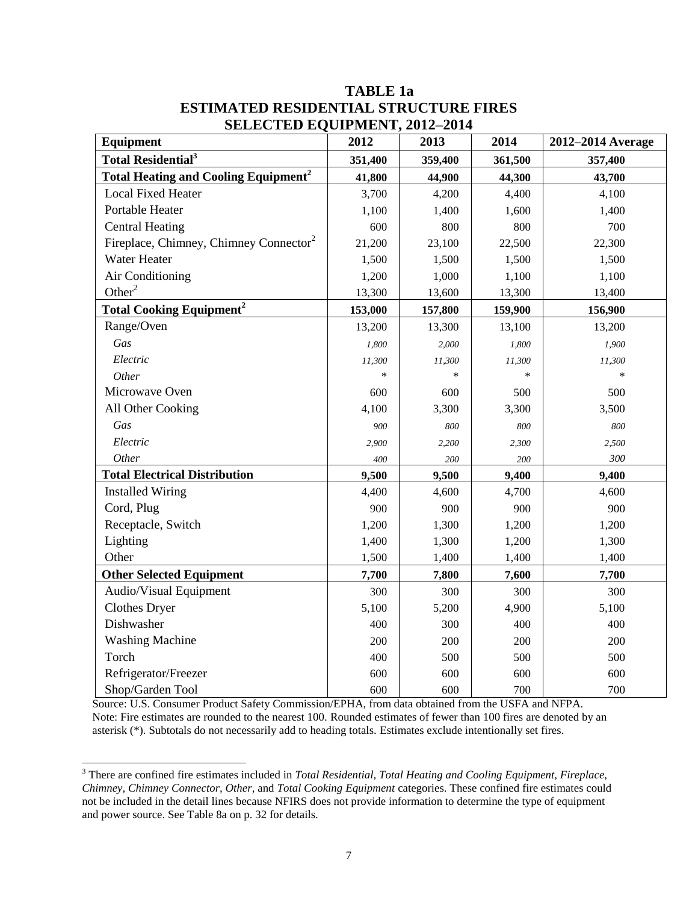# TABLE 1a
## ESTIMATED RESIDENTIAL STRUCTURE FIRES
## SELECTED EQUIPMENT, 2012–2014

| Equipment | 2012 | 2013 | 2014 | 2012–2014 Average |
|---|---|---|---|---|
| **Total Residential**[3] | **351,400** | **359,400** | **361,500** | **357,400** |
| **Total Heating and Cooling Equipment**[2] | **41,800** | **44,900** | **44,300** | **43,700** |
| Local Fixed Heater | 3,700 | 4,200 | 4,400 | 4,100 |
| Portable Heater | 1,100 | 1,400 | 1,600 | 1,400 |
| Central Heating | 600 | 800 | 800 | 700 |
| Fireplace, Chimney, Chimney Connector[2] | 21,200 | 23,100 | 22,500 | 22,300 |
| Water Heater | 1,500 | 1,500 | 1,500 | 1,500 |
| Air Conditioning | 1,200 | 1,000 | 1,100 | 1,100 |
| Other[2] | 13,300 | 13,600 | 13,300 | 13,400 |
| **Total Cooking Equipment**[2] | **153,000** | **157,800** | **159,900** | **156,900** |
| Range/Oven | 13,200 | 13,300 | 13,100 | 13,200 |
| *Gas* | *1,800* | *2,000* | *1,800* | *1,900* |
| *Electric* | *11,300* | *11,300* | *11,300* | *11,300* |
| *Other* | * | * | * | * |
| Microwave Oven | 600 | 600 | 500 | 500 |
| All Other Cooking | 4,100 | 3,300 | 3,300 | 3,500 |
| *Gas* | *900* | *800* | *800* | *800* |
| *Electric* | *2,900* | *2,200* | *2,300* | *2,500* |
| *Other* | *400* | *200* | *200* | *300* |
| **Total Electrical Distribution** | **9,500** | **9,500** | **9,400** | **9,400** |
| Installed Wiring | 4,400 | 4,600 | 4,700 | 4,600 |
| Cord, Plug | 900 | 900 | 900 | 900 |
| Receptacle, Switch | 1,200 | 1,300 | 1,200 | 1,200 |
| Lighting | 1,400 | 1,300 | 1,200 | 1,300 |
| Other | 1,500 | 1,400 | 1,400 | 1,400 |
| **Other Selected Equipment** | **7,700** | **7,800** | **7,600** | **7,700** |
| Audio/Visual Equipment | 300 | 300 | 300 | 300 |
| Clothes Dryer | 5,100 | 5,200 | 4,900 | 5,100 |
| Dishwasher | 400 | 300 | 400 | 400 |
| Washing Machine | 200 | 200 | 200 | 200 |
| Torch | 400 | 500 | 500 | 500 |
| Refrigerator/Freezer | 600 | 600 | 600 | 600 |
| Shop/Garden Tool | 600 | 600 | 700 | 700 |

Source: U.S. Consumer Product Safety Commission/EPHA, from data obtained from the USFA and NFPA.
Note: Fire estimates are rounded to the nearest 100. Rounded estimates of fewer than 100 fires are denoted by an asterisk (*). Subtotals do not necessarily add to heading totals. Estimates exclude intentionally set fires.

[3] There are confined fire estimates included in *Total Residential, Total Heating and Cooling Equipment, Fireplace, Chimney, Chimney Connector, Other*, and *Total Cooking Equipment* categories. These confined fire estimates could not be included in the detail lines because NFIRS does not provide information to determine the type of equipment and power source. See Table 8a on p. 32 for details.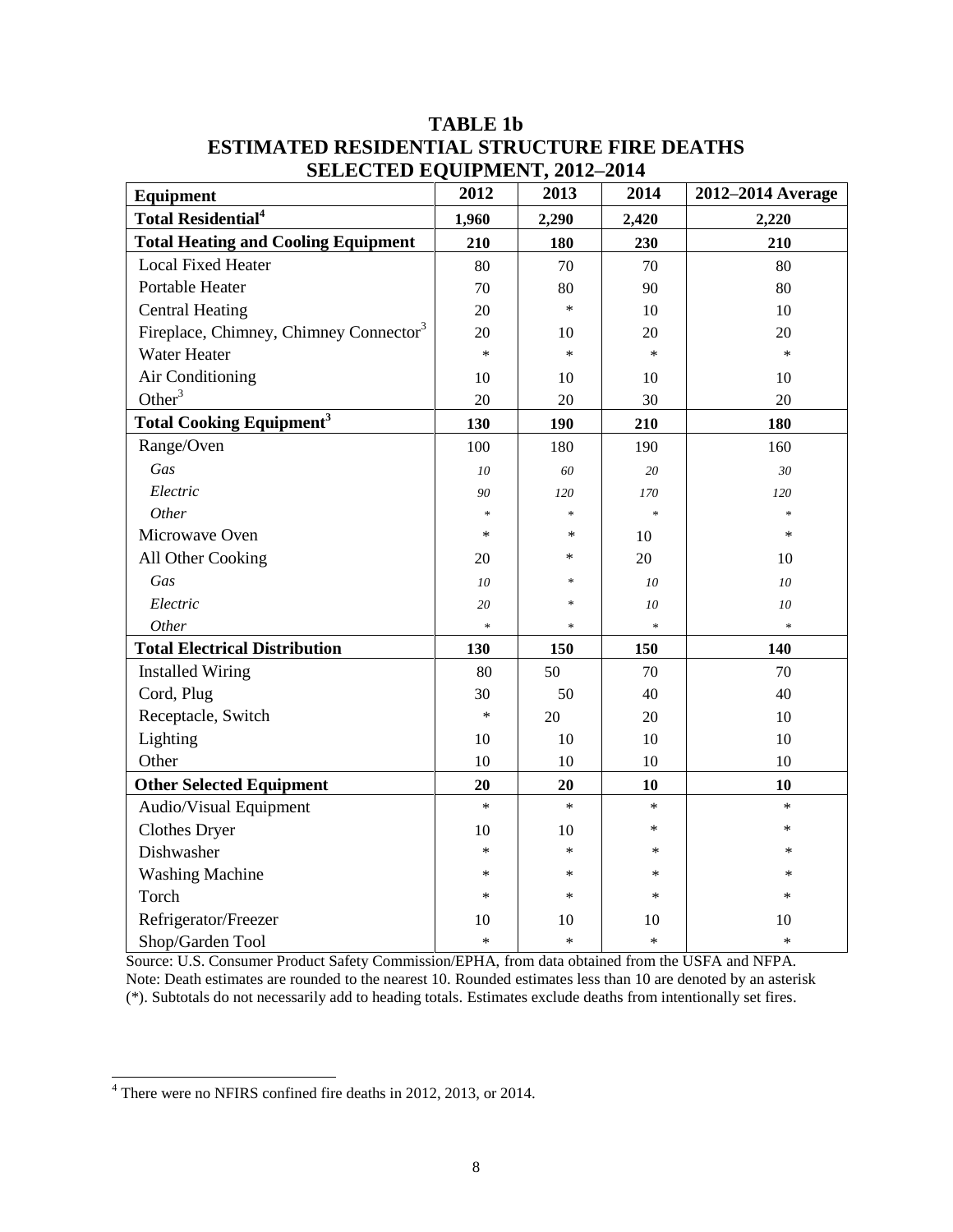# TABLE 1b
# ESTIMATED RESIDENTIAL STRUCTURE FIRE DEATHS
# SELECTED EQUIPMENT, 2012–2014

| Equipment | 2012 | 2013 | 2014 | 2012–2014 Average |
|---|---|---|---|---|
| **Total Residential[4]** | **1,960** | **2,290** | **2,420** | **2,220** |
| **Total Heating and Cooling Equipment** | **210** | **180** | **230** | **210** |
| Local Fixed Heater | 80 | 70 | 70 | 80 |
| Portable Heater | 70 | 80 | 90 | 80 |
| Central Heating | 20 | * | 10 | 10 |
| Fireplace, Chimney, Chimney Connector[3] | 20 | 10 | 20 | 20 |
| Water Heater | * | * | * | * |
| Air Conditioning | 10 | 10 | 10 | 10 |
| Other[3] | 20 | 20 | 30 | 20 |
| **Total Cooking Equipment[3]** | **130** | **190** | **210** | **180** |
| Range/Oven | 100 | 180 | 190 | 160 |
| *Gas* | *10* | *60* | *20* | *30* |
| *Electric* | *90* | *120* | *170* | *120* |
| *Other* | * | * | * | * |
| Microwave Oven | * | * | 10 | * |
| All Other Cooking | 20 | * | 20 | 10 |
| *Gas* | *10* | * | *10* | *10* |
| *Electric* | *20* | * | *10* | *10* |
| *Other* | * | * | * | * |
| **Total Electrical Distribution** | **130** | **150** | **150** | **140** |
| Installed Wiring | 80 | 50 | 70 | 70 |
| Cord, Plug | 30 | 50 | 40 | 40 |
| Receptacle, Switch | * | 20 | 20 | 10 |
| Lighting | 10 | 10 | 10 | 10 |
| Other | 10 | 10 | 10 | 10 |
| **Other Selected Equipment** | **20** | **20** | **10** | **10** |
| Audio/Visual Equipment | * | * | * | * |
| Clothes Dryer | 10 | 10 | * | * |
| Dishwasher | * | * | * | * |
| Washing Machine | * | * | * | * |
| Torch | * | * | * | * |
| Refrigerator/Freezer | 10 | 10 | 10 | 10 |
| Shop/Garden Tool | * | * | * | * |

Source: U.S. Consumer Product Safety Commission/EPHA, from data obtained from the USFA and NFPA.
Note: Death estimates are rounded to the nearest 10. Rounded estimates less than 10 are denoted by an asterisk (*). Subtotals do not necessarily add to heading totals. Estimates exclude deaths from intentionally set fires.

[4] There were no NFIRS confined fire deaths in 2012, 2013, or 2014.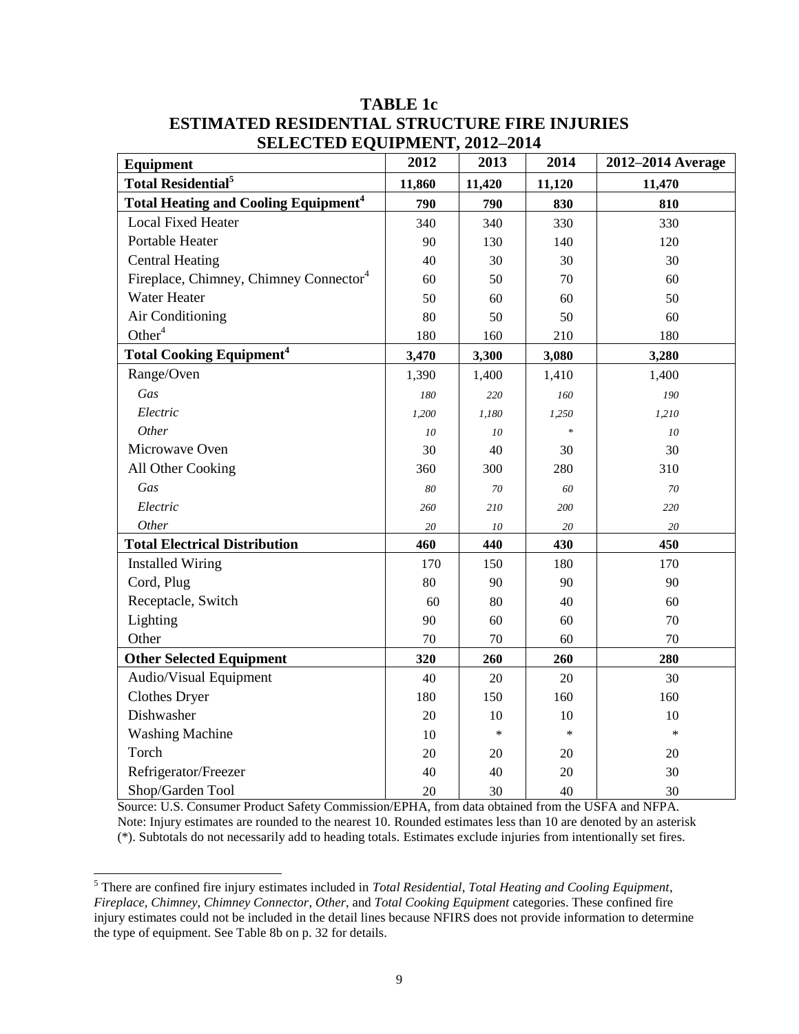# TABLE 1c
# ESTIMATED RESIDENTIAL STRUCTURE FIRE INJURIES
# SELECTED EQUIPMENT, 2012–2014

| Equipment | 2012 | 2013 | 2014 | 2012–2014 Average |
|---|---|---|---|---|
| **Total Residential[5]** | **11,860** | **11,420** | **11,120** | **11,470** |
| **Total Heating and Cooling Equipment[4]** | **790** | **790** | **830** | **810** |
| Local Fixed Heater | 340 | 340 | 330 | 330 |
| Portable Heater | 90 | 130 | 140 | 120 |
| Central Heating | 40 | 30 | 30 | 30 |
| Fireplace, Chimney, Chimney Connector[4] | 60 | 50 | 70 | 60 |
| Water Heater | 50 | 60 | 60 | 50 |
| Air Conditioning | 80 | 50 | 50 | 60 |
| Other[4] | 180 | 160 | 210 | 180 |
| **Total Cooking Equipment[4]** | **3,470** | **3,300** | **3,080** | **3,280** |
| Range/Oven | 1,390 | 1,400 | 1,410 | 1,400 |
| *Gas* | *180* | *220* | *160* | *190* |
| *Electric* | *1,200* | *1,180* | *1,250* | *1,210* |
| *Other* | *10* | *10* | * | *10* |
| Microwave Oven | 30 | 40 | 30 | 30 |
| All Other Cooking | 360 | 300 | 280 | 310 |
| *Gas* | *80* | *70* | *60* | *70* |
| *Electric* | *260* | *210* | *200* | *220* |
| *Other* | *20* | *10* | *20* | *20* |
| **Total Electrical Distribution** | **460** | **440** | **430** | **450** |
| Installed Wiring | 170 | 150 | 180 | 170 |
| Cord, Plug | 80 | 90 | 90 | 90 |
| Receptacle, Switch | 60 | 80 | 40 | 60 |
| Lighting | 90 | 60 | 60 | 70 |
| Other | 70 | 70 | 60 | 70 |
| **Other Selected Equipment** | **320** | **260** | **260** | **280** |
| Audio/Visual Equipment | 40 | 20 | 20 | 30 |
| Clothes Dryer | 180 | 150 | 160 | 160 |
| Dishwasher | 20 | 10 | 10 | 10 |
| Washing Machine | 10 | * | * | * |
| Torch | 20 | 20 | 20 | 20 |
| Refrigerator/Freezer | 40 | 40 | 20 | 30 |
| Shop/Garden Tool | 20 | 30 | 40 | 30 |

Source: U.S. Consumer Product Safety Commission/EPHA, from data obtained from the USFA and NFPA.
Note: Injury estimates are rounded to the nearest 10. Rounded estimates less than 10 are denoted by an asterisk (*). Subtotals do not necessarily add to heading totals. Estimates exclude injuries from intentionally set fires.

---

[5] There are confined fire injury estimates included in *Total Residential*, *Total Heating and Cooling Equipment*, *Fireplace, Chimney, Chimney Connector*, *Other*, and *Total Cooking Equipment* categories. These confined fire injury estimates could not be included in the detail lines because NFIRS does not provide information to determine the type of equipment. See Table 8b on p. 32 for details.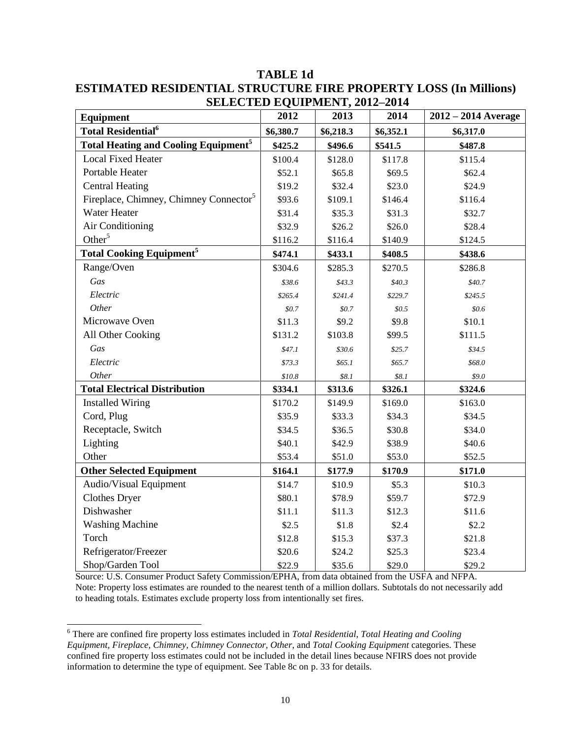# TABLE 1d

## ESTIMATED RESIDENTIAL STRUCTURE FIRE PROPERTY LOSS (In Millions) SELECTED EQUIPMENT, 2012–2014

| Equipment | 2012 | 2013 | 2014 | 2012 – 2014 Average |
|---|---|---|---|---|
| **Total Residential[6]** | **$6,380.7** | **$6,218.3** | **$6,352.1** | **$6,317.0** |
| **Total Heating and Cooling Equipment[5]** | **$425.2** | **$496.6** | **$541.5** | **$487.8** |
| Local Fixed Heater | $100.4 | $128.0 | $117.8 | $115.4 |
| Portable Heater | $52.1 | $65.8 | $69.5 | $62.4 |
| Central Heating | $19.2 | $32.4 | $23.0 | $24.9 |
| Fireplace, Chimney, Chimney Connector[5] | $93.6 | $109.1 | $146.4 | $116.4 |
| Water Heater | $31.4 | $35.3 | $31.3 | $32.7 |
| Air Conditioning | $32.9 | $26.2 | $26.0 | $28.4 |
| Other[5] | $116.2 | $116.4 | $140.9 | $124.5 |
| **Total Cooking Equipment[5]** | **$474.1** | **$433.1** | **$408.5** | **$438.6** |
| Range/Oven | $304.6 | $285.3 | $270.5 | $286.8 |
| *Gas* | *$38.6* | *$43.3* | *$40.3* | *$40.7* |
| *Electric* | *$265.4* | *$241.4* | *$229.7* | *$245.5* |
| *Other* | *$0.7* | *$0.7* | *$0.5* | *$0.6* |
| Microwave Oven | $11.3 | $9.2 | $9.8 | $10.1 |
| All Other Cooking | $131.2 | $103.8 | $99.5 | $111.5 |
| *Gas* | *$47.1* | *$30.6* | *$25.7* | *$34.5* |
| *Electric* | *$73.3* | *$65.1* | *$65.7* | *$68.0* |
| *Other* | *$10.8* | *$8.1* | *$8.1* | *$9.0* |
| **Total Electrical Distribution** | **$334.1** | **$313.6** | **$326.1** | **$324.6** |
| Installed Wiring | $170.2 | $149.9 | $169.0 | $163.0 |
| Cord, Plug | $35.9 | $33.3 | $34.3 | $34.5 |
| Receptacle, Switch | $34.5 | $36.5 | $30.8 | $34.0 |
| Lighting | $40.1 | $42.9 | $38.9 | $40.6 |
| Other | $53.4 | $51.0 | $53.0 | $52.5 |
| **Other Selected Equipment** | **$164.1** | **$177.9** | **$170.9** | **$171.0** |
| Audio/Visual Equipment | $14.7 | $10.9 | $5.3 | $10.3 |
| Clothes Dryer | $80.1 | $78.9 | $59.7 | $72.9 |
| Dishwasher | $11.1 | $11.3 | $12.3 | $11.6 |
| Washing Machine | $2.5 | $1.8 | $2.4 | $2.2 |
| Torch | $12.8 | $15.3 | $37.3 | $21.8 |
| Refrigerator/Freezer | $20.6 | $24.2 | $25.3 | $23.4 |
| Shop/Garden Tool | $22.9 | $35.6 | $29.0 | $29.2 |

Source: U.S. Consumer Product Safety Commission/EPHA, from data obtained from the USFA and NFPA.
Note: Property loss estimates are rounded to the nearest tenth of a million dollars. Subtotals do not necessarily add to heading totals. Estimates exclude property loss from intentionally set fires.

[6] There are confined fire property loss estimates included in *Total Residential, Total Heating and Cooling Equipment, Fireplace, Chimney, Chimney Connector, Other,* and *Total Cooking Equipment* categories. These confined fire property loss estimates could not be included in the detail lines because NFIRS does not provide information to determine the type of equipment. See Table 8c on p. 33 for details.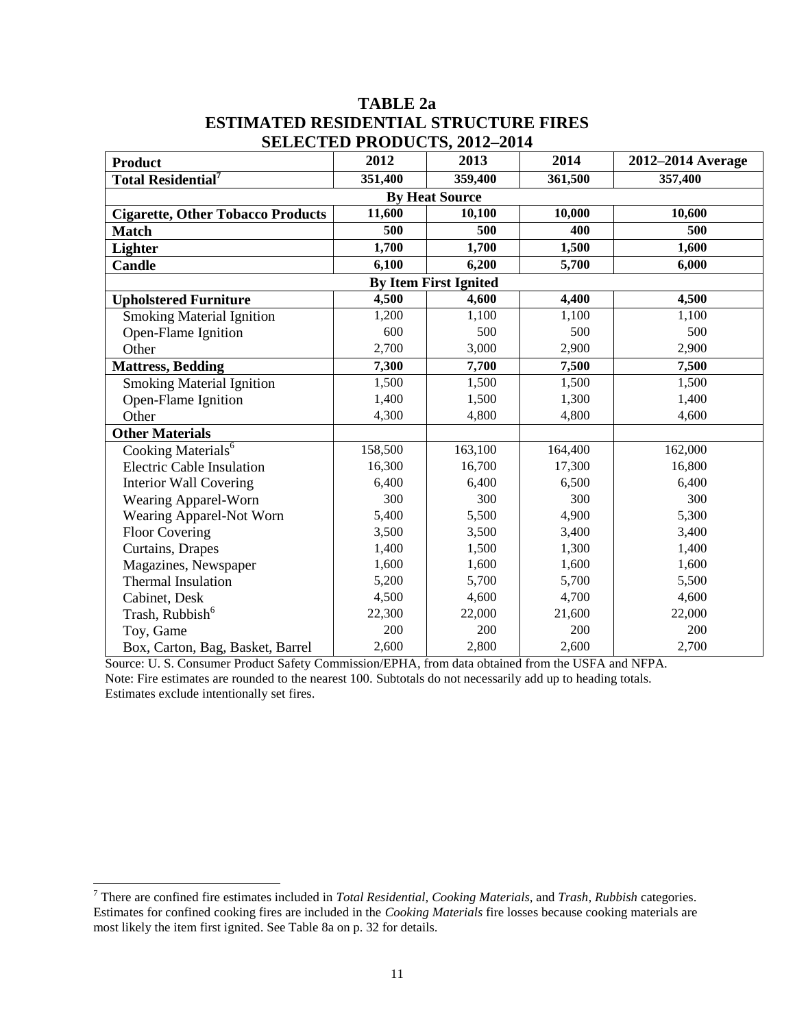# TABLE 2a
## ESTIMATED RESIDENTIAL STRUCTURE FIRES
## SELECTED PRODUCTS, 2012–2014

| Product | 2012 | 2013 | 2014 | 2012–2014 Average |
|---|---|---|---|---|
| **Total Residential**[7] | **351,400** | **359,400** | **361,500** | **357,400** |
| **By Heat Source** | | | | |
| **Cigarette, Other Tobacco Products** | **11,600** | **10,100** | **10,000** | **10,600** |
| **Match** | **500** | **500** | **400** | **500** |
| **Lighter** | **1,700** | **1,700** | **1,500** | **1,600** |
| **Candle** | **6,100** | **6,200** | **5,700** | **6,000** |
| **By Item First Ignited** | | | | |
| **Upholstered Furniture** | **4,500** | **4,600** | **4,400** | **4,500** |
| Smoking Material Ignition | 1,200 | 1,100 | 1,100 | 1,100 |
| Open-Flame Ignition | 600 | 500 | 500 | 500 |
| Other | 2,700 | 3,000 | 2,900 | 2,900 |
| **Mattress, Bedding** | **7,300** | **7,700** | **7,500** | **7,500** |
| Smoking Material Ignition | 1,500 | 1,500 | 1,500 | 1,500 |
| Open-Flame Ignition | 1,400 | 1,500 | 1,300 | 1,400 |
| Other | 4,300 | 4,800 | 4,800 | 4,600 |
| **Other Materials** | | | | |
| Cooking Materials[6] | 158,500 | 163,100 | 164,400 | 162,000 |
| Electric Cable Insulation | 16,300 | 16,700 | 17,300 | 16,800 |
| Interior Wall Covering | 6,400 | 6,400 | 6,500 | 6,400 |
| Wearing Apparel-Worn | 300 | 300 | 300 | 300 |
| Wearing Apparel-Not Worn | 5,400 | 5,500 | 4,900 | 5,300 |
| Floor Covering | 3,500 | 3,500 | 3,400 | 3,400 |
| Curtains, Drapes | 1,400 | 1,500 | 1,300 | 1,400 |
| Magazines, Newspaper | 1,600 | 1,600 | 1,600 | 1,600 |
| Thermal Insulation | 5,200 | 5,700 | 5,700 | 5,500 |
| Cabinet, Desk | 4,500 | 4,600 | 4,700 | 4,600 |
| Trash, Rubbish[6] | 22,300 | 22,000 | 21,600 | 22,000 |
| Toy, Game | 200 | 200 | 200 | 200 |
| Box, Carton, Bag, Basket, Barrel | 2,600 | 2,800 | 2,600 | 2,700 |

Source: U. S. Consumer Product Safety Commission/EPHA, from data obtained from the USFA and NFPA.
Note: Fire estimates are rounded to the nearest 100. Subtotals do not necessarily add up to heading totals.
Estimates exclude intentionally set fires.

[7] There are confined fire estimates included in *Total Residential*, *Cooking Materials*, and *Trash, Rubbish* categories. Estimates for confined cooking fires are included in the *Cooking Materials* fire losses because cooking materials are most likely the item first ignited. See Table 8a on p. 32 for details.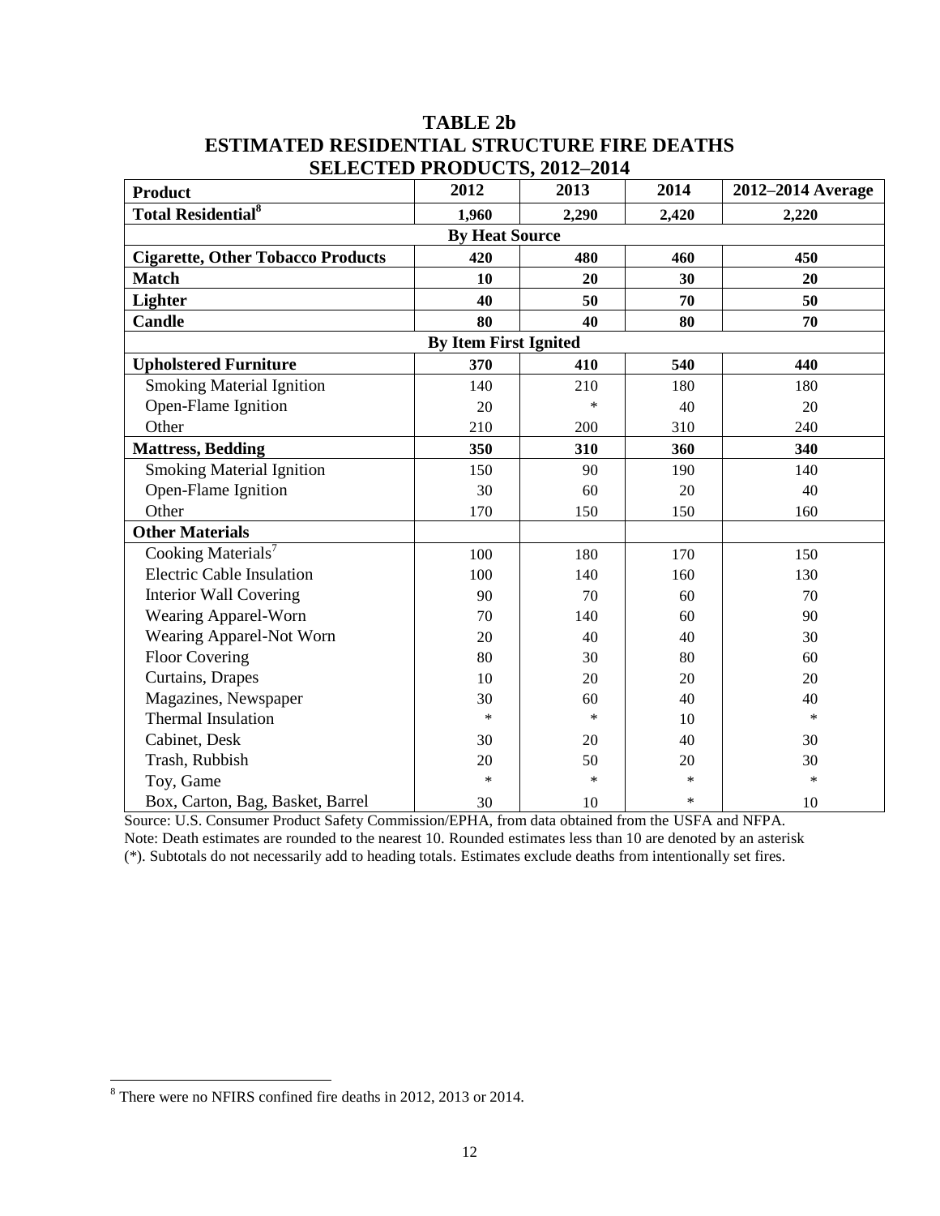## TABLE 2b
## ESTIMATED RESIDENTIAL STRUCTURE FIRE DEATHS
## SELECTED PRODUCTS, 2012–2014

| Product | 2012 | 2013 | 2014 | 2012–2014 Average |
|---|---|---|---|---|
| **Total Residential**[8] | **1,960** | **2,290** | **2,420** | **2,220** |
| **By Heat Source** | | | | |
| **Cigarette, Other Tobacco Products** | **420** | **480** | **460** | **450** |
| **Match** | **10** | **20** | **30** | **20** |
| **Lighter** | **40** | **50** | **70** | **50** |
| **Candle** | **80** | **40** | **80** | **70** |
| **By Item First Ignited** | | | | |
| **Upholstered Furniture** | **370** | **410** | **540** | **440** |
| Smoking Material Ignition | 140 | 210 | 180 | 180 |
| Open-Flame Ignition | 20 | * | 40 | 20 |
| Other | 210 | 200 | 310 | 240 |
| **Mattress, Bedding** | **350** | **310** | **360** | **340** |
| Smoking Material Ignition | 150 | 90 | 190 | 140 |
| Open-Flame Ignition | 30 | 60 | 20 | 40 |
| Other | 170 | 150 | 150 | 160 |
| **Other Materials** | | | | |
| Cooking Materials[7] | 100 | 180 | 170 | 150 |
| Electric Cable Insulation | 100 | 140 | 160 | 130 |
| Interior Wall Covering | 90 | 70 | 60 | 70 |
| Wearing Apparel-Worn | 70 | 140 | 60 | 90 |
| Wearing Apparel-Not Worn | 20 | 40 | 40 | 30 |
| Floor Covering | 80 | 30 | 80 | 60 |
| Curtains, Drapes | 10 | 20 | 20 | 20 |
| Magazines, Newspaper | 30 | 60 | 40 | 40 |
| Thermal Insulation | * | * | 10 | * |
| Cabinet, Desk | 30 | 20 | 40 | 30 |
| Trash, Rubbish | 20 | 50 | 20 | 30 |
| Toy, Game | * | * | * | * |
| Box, Carton, Bag, Basket, Barrel | 30 | 10 | * | 10 |

Source: U.S. Consumer Product Safety Commission/EPHA, from data obtained from the USFA and NFPA.
Note: Death estimates are rounded to the nearest 10. Rounded estimates less than 10 are denoted by an asterisk (*). Subtotals do not necessarily add to heading totals. Estimates exclude deaths from intentionally set fires.

[8] There were no NFIRS confined fire deaths in 2012, 2013 or 2014.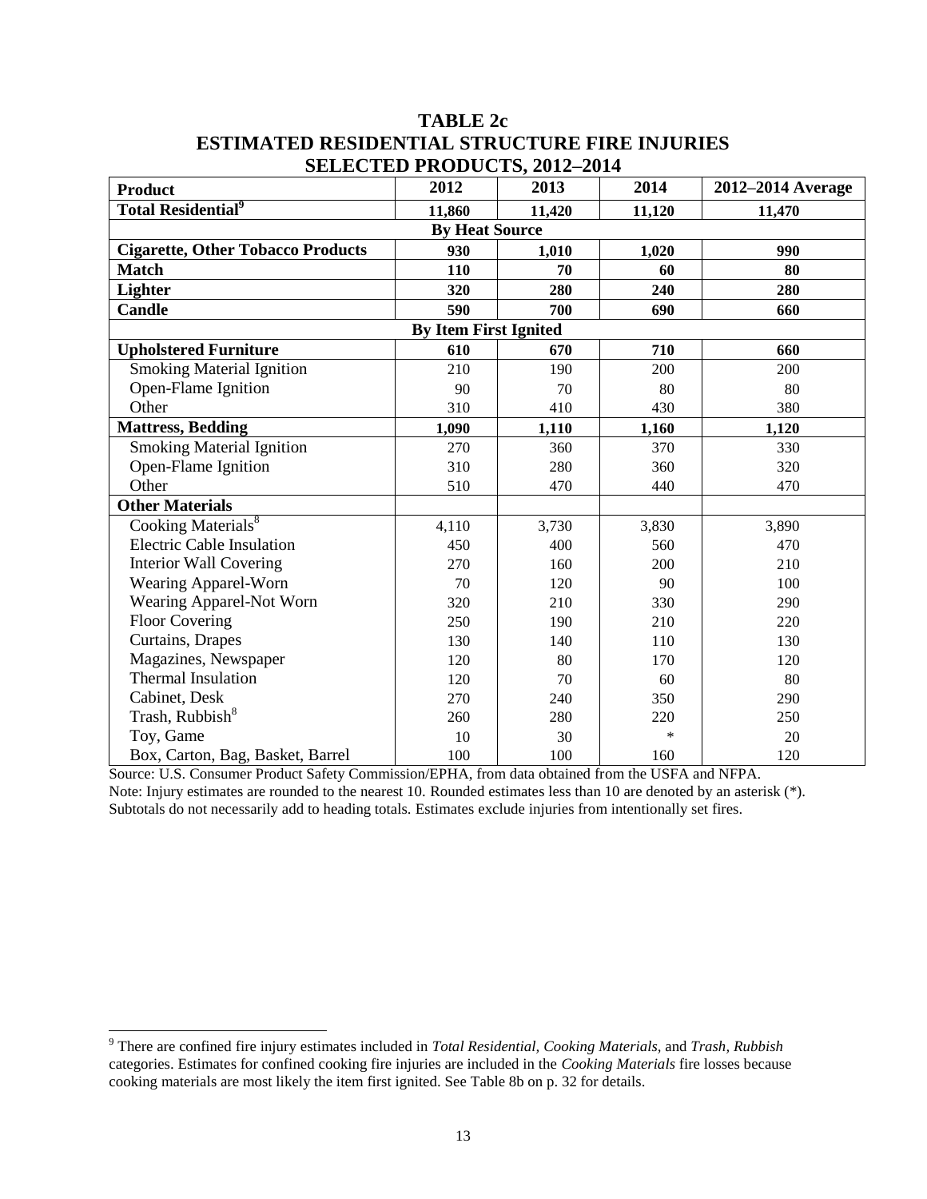# TABLE 2c
# ESTIMATED RESIDENTIAL STRUCTURE FIRE INJURIES
# SELECTED PRODUCTS, 2012–2014

| Product | 2012 | 2013 | 2014 | 2012–2014 Average |
|---|---|---|---|---|
| **Total Residential**[9] | **11,860** | **11,420** | **11,120** | **11,470** |
| **By Heat Source** | | | | |
| **Cigarette, Other Tobacco Products** | **930** | **1,010** | **1,020** | **990** |
| **Match** | **110** | **70** | **60** | **80** |
| **Lighter** | **320** | **280** | **240** | **280** |
| **Candle** | **590** | **700** | **690** | **660** |
| **By Item First Ignited** | | | | |
| **Upholstered Furniture** | **610** | **670** | **710** | **660** |
| Smoking Material Ignition | 210 | 190 | 200 | 200 |
| Open-Flame Ignition | 90 | 70 | 80 | 80 |
| Other | 310 | 410 | 430 | 380 |
| **Mattress, Bedding** | **1,090** | **1,110** | **1,160** | **1,120** |
| Smoking Material Ignition | 270 | 360 | 370 | 330 |
| Open-Flame Ignition | 310 | 280 | 360 | 320 |
| Other | 510 | 470 | 440 | 470 |
| **Other Materials** | | | | |
| Cooking Materials[8] | 4,110 | 3,730 | 3,830 | 3,890 |
| Electric Cable Insulation | 450 | 400 | 560 | 470 |
| Interior Wall Covering | 270 | 160 | 200 | 210 |
| Wearing Apparel-Worn | 70 | 120 | 90 | 100 |
| Wearing Apparel-Not Worn | 320 | 210 | 330 | 290 |
| Floor Covering | 250 | 190 | 210 | 220 |
| Curtains, Drapes | 130 | 140 | 110 | 130 |
| Magazines, Newspaper | 120 | 80 | 170 | 120 |
| Thermal Insulation | 120 | 70 | 60 | 80 |
| Cabinet, Desk | 270 | 240 | 350 | 290 |
| Trash, Rubbish[8] | 260 | 280 | 220 | 250 |
| Toy, Game | 10 | 30 | * | 20 |
| Box, Carton, Bag, Basket, Barrel | 100 | 100 | 160 | 120 |

Source: U.S. Consumer Product Safety Commission/EPHA, from data obtained from the USFA and NFPA.
Note: Injury estimates are rounded to the nearest 10. Rounded estimates less than 10 are denoted by an asterisk (*). Subtotals do not necessarily add to heading totals. Estimates exclude injuries from intentionally set fires.

[9] There are confined fire injury estimates included in *Total Residential*, *Cooking Materials*, and *Trash, Rubbish* categories. Estimates for confined cooking fire injuries are included in the *Cooking Materials* fire losses because cooking materials are most likely the item first ignited. See Table 8b on p. 32 for details.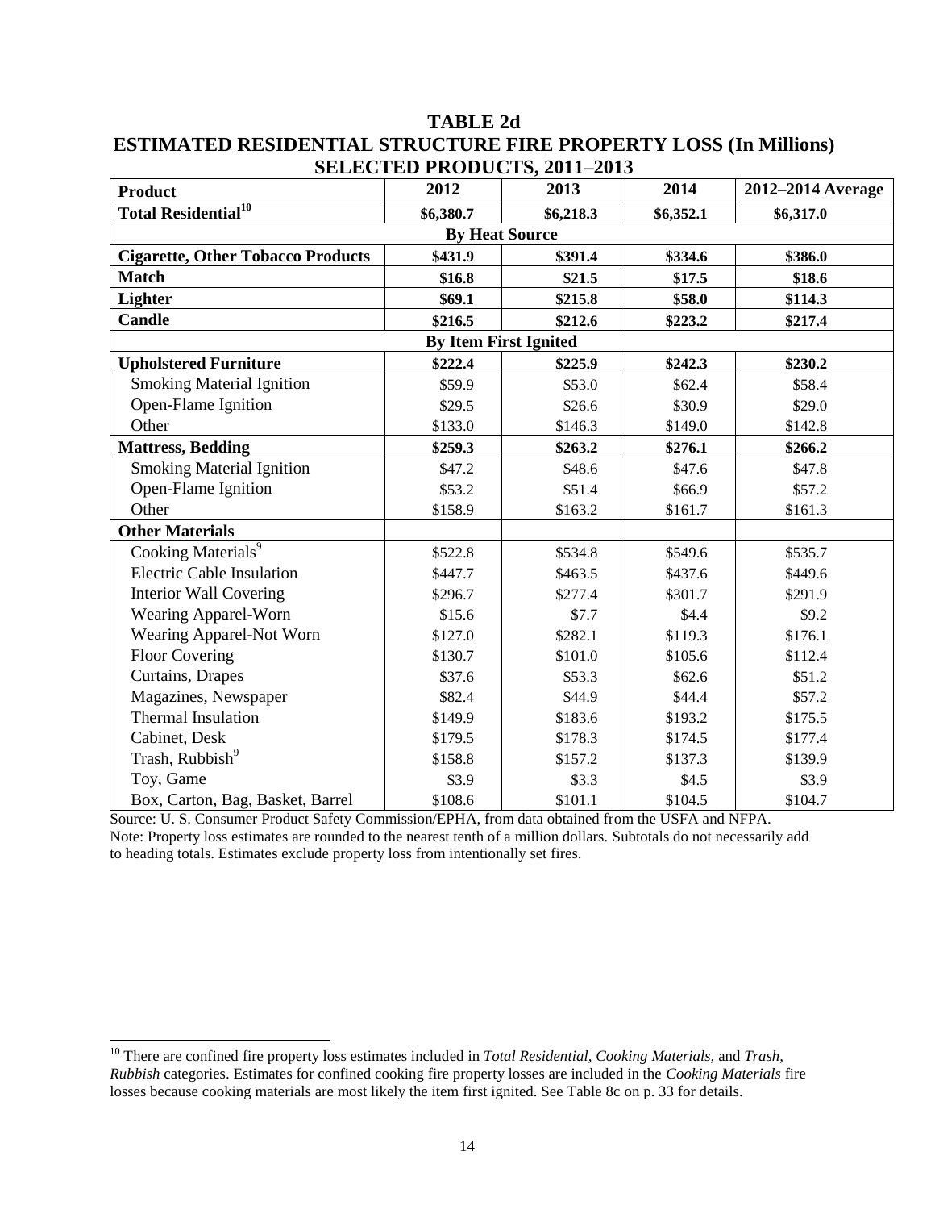# TABLE 2d

## ESTIMATED RESIDENTIAL STRUCTURE FIRE PROPERTY LOSS (In Millions) SELECTED PRODUCTS, 2011–2013

| Product | 2012 | 2013 | 2014 | 2012–2014 Average |
|---|---|---|---|---|
| **Total Residential[10]** | **$6,380.7** | **$6,218.3** | **$6,352.1** | **$6,317.0** |
| **By Heat Source** | | | | |
| **Cigarette, Other Tobacco Products** | **$431.9** | **$391.4** | **$334.6** | **$386.0** |
| **Match** | **$16.8** | **$21.5** | **$17.5** | **$18.6** |
| **Lighter** | **$69.1** | **$215.8** | **$58.0** | **$114.3** |
| **Candle** | **$216.5** | **$212.6** | **$223.2** | **$217.4** |
| **By Item First Ignited** | | | | |
| **Upholstered Furniture** | **$222.4** | **$225.9** | **$242.3** | **$230.2** |
| Smoking Material Ignition | $59.9 | $53.0 | $62.4 | $58.4 |
| Open-Flame Ignition | $29.5 | $26.6 | $30.9 | $29.0 |
| Other | $133.0 | $146.3 | $149.0 | $142.8 |
| **Mattress, Bedding** | **$259.3** | **$263.2** | **$276.1** | **$266.2** |
| Smoking Material Ignition | $47.2 | $48.6 | $47.6 | $47.8 |
| Open-Flame Ignition | $53.2 | $51.4 | $66.9 | $57.2 |
| Other | $158.9 | $163.2 | $161.7 | $161.3 |
| **Other Materials** | | | | |
| Cooking Materials[9] | $522.8 | $534.8 | $549.6 | $535.7 |
| Electric Cable Insulation | $447.7 | $463.5 | $437.6 | $449.6 |
| Interior Wall Covering | $296.7 | $277.4 | $301.7 | $291.9 |
| Wearing Apparel-Worn | $15.6 | $7.7 | $4.4 | $9.2 |
| Wearing Apparel-Not Worn | $127.0 | $282.1 | $119.3 | $176.1 |
| Floor Covering | $130.7 | $101.0 | $105.6 | $112.4 |
| Curtains, Drapes | $37.6 | $53.3 | $62.6 | $51.2 |
| Magazines, Newspaper | $82.4 | $44.9 | $44.4 | $57.2 |
| Thermal Insulation | $149.9 | $183.6 | $193.2 | $175.5 |
| Cabinet, Desk | $179.5 | $178.3 | $174.5 | $177.4 |
| Trash, Rubbish[9] | $158.8 | $157.2 | $137.3 | $139.9 |
| Toy, Game | $3.9 | $3.3 | $4.5 | $3.9 |
| Box, Carton, Bag, Basket, Barrel | $108.6 | $101.1 | $104.5 | $104.7 |

Source: U. S. Consumer Product Safety Commission/EPHA, from data obtained from the USFA and NFPA.
Note: Property loss estimates are rounded to the nearest tenth of a million dollars. Subtotals do not necessarily add to heading totals. Estimates exclude property loss from intentionally set fires.

[10] There are confined fire property loss estimates included in *Total Residential*, *Cooking Materials*, and *Trash, Rubbish* categories. Estimates for confined cooking fire property losses are included in the *Cooking Materials* fire losses because cooking materials are most likely the item first ignited. See Table 8c on p. 33 for details.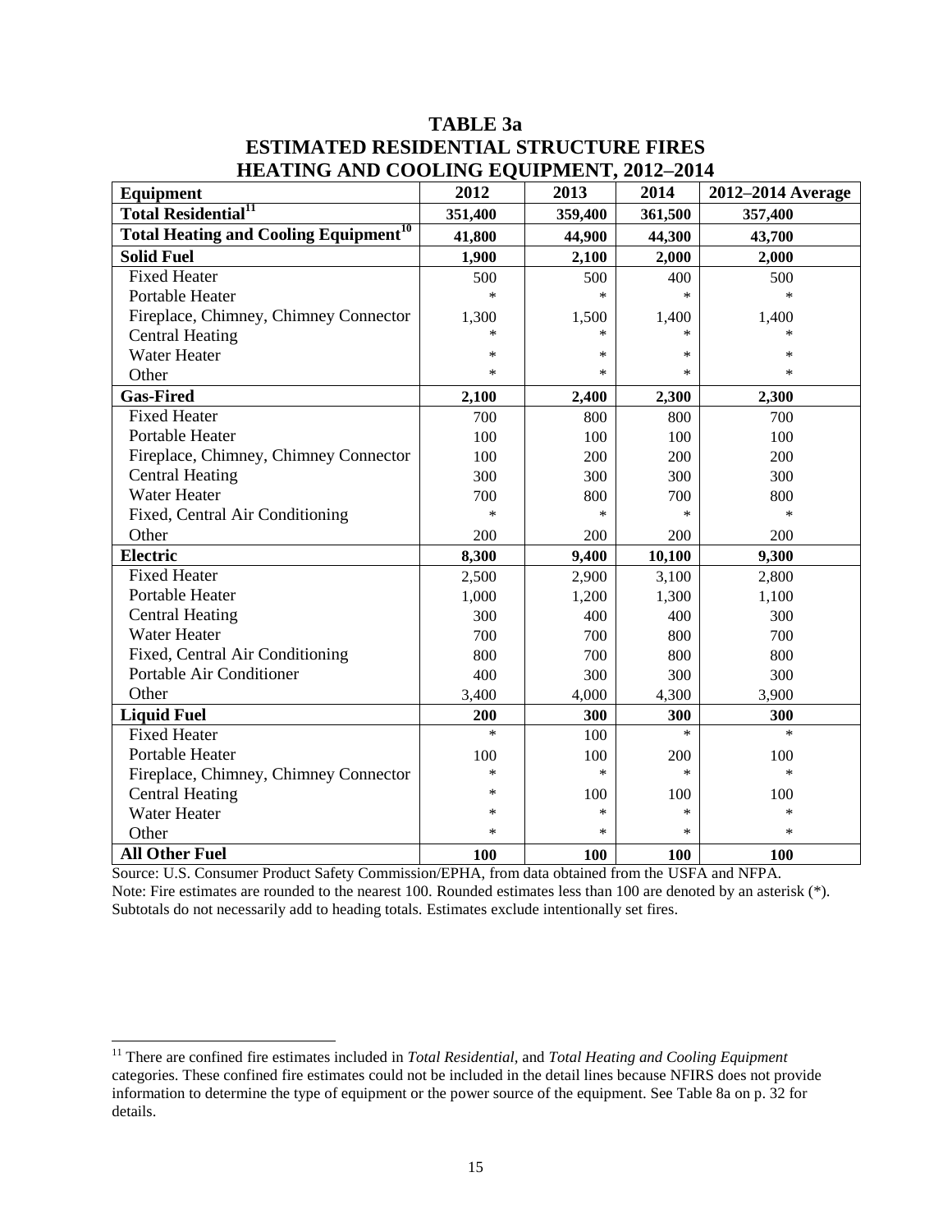# TABLE 3a
## ESTIMATED RESIDENTIAL STRUCTURE FIRES
## HEATING AND COOLING EQUIPMENT, 2012–2014

| Equipment | 2012 | 2013 | 2014 | 2012–2014 Average |
|---|---|---|---|---|
| **Total Residential[11]** | **351,400** | **359,400** | **361,500** | **357,400** |
| **Total Heating and Cooling Equipment[10]** | **41,800** | **44,900** | **44,300** | **43,700** |
| **Solid Fuel** | **1,900** | **2,100** | **2,000** | **2,000** |
| Fixed Heater | 500 | 500 | 400 | 500 |
| Portable Heater | * | * | * | * |
| Fireplace, Chimney, Chimney Connector | 1,300 | 1,500 | 1,400 | 1,400 |
| Central Heating | * | * | * | * |
| Water Heater | * | * | * | * |
| Other | * | * | * | * |
| **Gas-Fired** | **2,100** | **2,400** | **2,300** | **2,300** |
| Fixed Heater | 700 | 800 | 800 | 700 |
| Portable Heater | 100 | 100 | 100 | 100 |
| Fireplace, Chimney, Chimney Connector | 100 | 200 | 200 | 200 |
| Central Heating | 300 | 300 | 300 | 300 |
| Water Heater | 700 | 800 | 700 | 800 |
| Fixed, Central Air Conditioning | * | * | * | * |
| Other | 200 | 200 | 200 | 200 |
| **Electric** | **8,300** | **9,400** | **10,100** | **9,300** |
| Fixed Heater | 2,500 | 2,900 | 3,100 | 2,800 |
| Portable Heater | 1,000 | 1,200 | 1,300 | 1,100 |
| Central Heating | 300 | 400 | 400 | 300 |
| Water Heater | 700 | 700 | 800 | 700 |
| Fixed, Central Air Conditioning | 800 | 700 | 800 | 800 |
| Portable Air Conditioner | 400 | 300 | 300 | 300 |
| Other | 3,400 | 4,000 | 4,300 | 3,900 |
| **Liquid Fuel** | **200** | **300** | **300** | **300** |
| Fixed Heater | * | 100 | * | * |
| Portable Heater | 100 | 100 | 200 | 100 |
| Fireplace, Chimney, Chimney Connector | * | * | * | * |
| Central Heating | * | 100 | 100 | 100 |
| Water Heater | * | * | * | * |
| Other | * | * | * | * |
| **All Other Fuel** | **100** | **100** | **100** | **100** |

Source: U.S. Consumer Product Safety Commission/EPHA, from data obtained from the USFA and NFPA.
Note: Fire estimates are rounded to the nearest 100. Rounded estimates less than 100 are denoted by an asterisk (*). Subtotals do not necessarily add to heading totals. Estimates exclude intentionally set fires.

[11] There are confined fire estimates included in *Total Residential*, and *Total Heating and Cooling Equipment* categories. These confined fire estimates could not be included in the detail lines because NFIRS does not provide information to determine the type of equipment or the power source of the equipment. See Table 8a on p. 32 for details.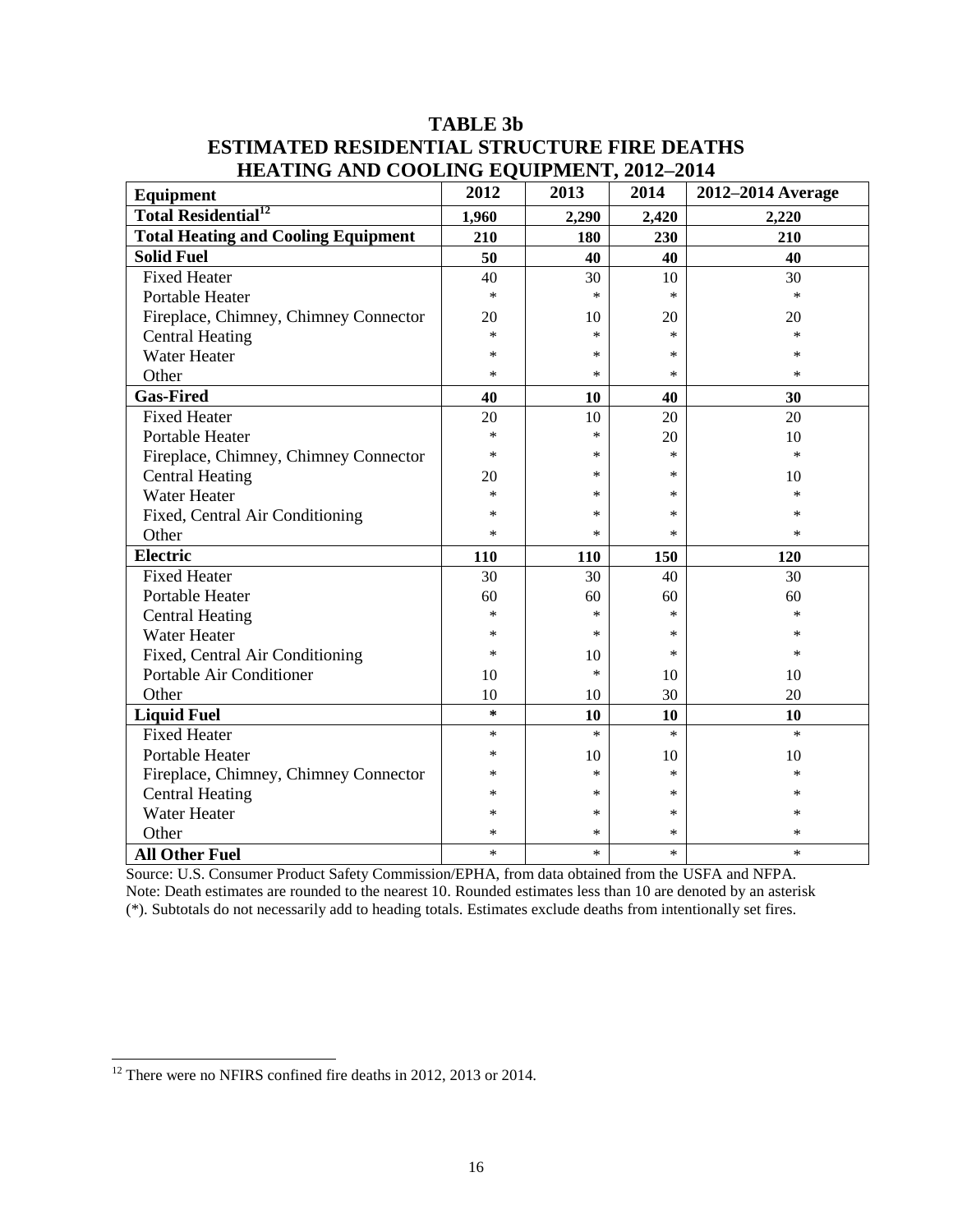# TABLE 3b
# ESTIMATED RESIDENTIAL STRUCTURE FIRE DEATHS
# HEATING AND COOLING EQUIPMENT, 2012–2014

| Equipment | 2012 | 2013 | 2014 | 2012–2014 Average |
|---|---|---|---|---|
| **Total Residential**[12] | **1,960** | **2,290** | **2,420** | **2,220** |
| **Total Heating and Cooling Equipment** | **210** | **180** | **230** | **210** |
| **Solid Fuel** | **50** | **40** | **40** | **40** |
| Fixed Heater | 40 | 30 | 10 | 30 |
| Portable Heater | * | * | * | * |
| Fireplace, Chimney, Chimney Connector | 20 | 10 | 20 | 20 |
| Central Heating | * | * | * | * |
| Water Heater | * | * | * | * |
| Other | * | * | * | * |
| **Gas-Fired** | **40** | **10** | **40** | **30** |
| Fixed Heater | 20 | 10 | 20 | 20 |
| Portable Heater | * | * | 20 | 10 |
| Fireplace, Chimney, Chimney Connector | * | * | * | * |
| Central Heating | 20 | * | * | 10 |
| Water Heater | * | * | * | * |
| Fixed, Central Air Conditioning | * | * | * | * |
| Other | * | * | * | * |
| **Electric** | **110** | **110** | **150** | **120** |
| Fixed Heater | 30 | 30 | 40 | 30 |
| Portable Heater | 60 | 60 | 60 | 60 |
| Central Heating | * | * | * | * |
| Water Heater | * | * | * | * |
| Fixed, Central Air Conditioning | * | 10 | * | * |
| Portable Air Conditioner | 10 | * | 10 | 10 |
| Other | 10 | 10 | 30 | 20 |
| **Liquid Fuel** | ***** | **10** | **10** | **10** |
| Fixed Heater | * | * | * | * |
| Portable Heater | * | 10 | 10 | 10 |
| Fireplace, Chimney, Chimney Connector | * | * | * | * |
| Central Heating | * | * | * | * |
| Water Heater | * | * | * | * |
| Other | * | * | * | * |
| **All Other Fuel** | * | * | * | * |

Source: U.S. Consumer Product Safety Commission/EPHA, from data obtained from the USFA and NFPA.
Note: Death estimates are rounded to the nearest 10. Rounded estimates less than 10 are denoted by an asterisk (*). Subtotals do not necessarily add to heading totals. Estimates exclude deaths from intentionally set fires.

[12] There were no NFIRS confined fire deaths in 2012, 2013 or 2014.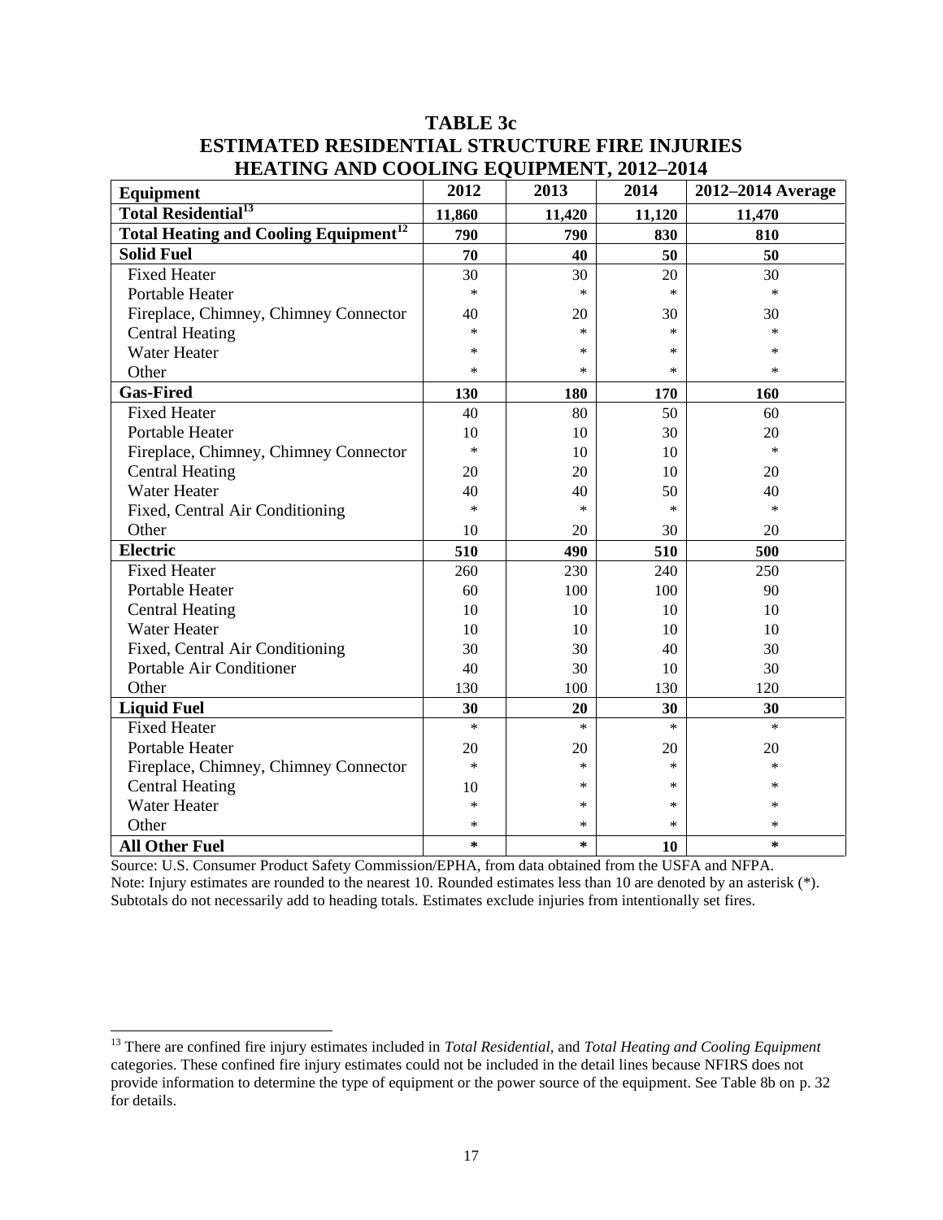# TABLE 3c
## ESTIMATED RESIDENTIAL STRUCTURE FIRE INJURIES
## HEATING AND COOLING EQUIPMENT, 2012–2014

| Equipment | 2012 | 2013 | 2014 | 2012–2014 Average |
|---|---|---|---|---|
| **Total Residential[13]** | **11,860** | **11,420** | **11,120** | **11,470** |
| **Total Heating and Cooling Equipment[12]** | **790** | **790** | **830** | **810** |
| **Solid Fuel** | **70** | **40** | **50** | **50** |
| Fixed Heater | 30 | 30 | 20 | 30 |
| Portable Heater | * | * | * | * |
| Fireplace, Chimney, Chimney Connector | 40 | 20 | 30 | 30 |
| Central Heating | * | * | * | * |
| Water Heater | * | * | * | * |
| Other | * | * | * | * |
| **Gas-Fired** | **130** | **180** | **170** | **160** |
| Fixed Heater | 40 | 80 | 50 | 60 |
| Portable Heater | 10 | 10 | 30 | 20 |
| Fireplace, Chimney, Chimney Connector | * | 10 | 10 | * |
| Central Heating | 20 | 20 | 10 | 20 |
| Water Heater | 40 | 40 | 50 | 40 |
| Fixed, Central Air Conditioning | * | * | * | * |
| Other | 10 | 20 | 30 | 20 |
| **Electric** | **510** | **490** | **510** | **500** |
| Fixed Heater | 260 | 230 | 240 | 250 |
| Portable Heater | 60 | 100 | 100 | 90 |
| Central Heating | 10 | 10 | 10 | 10 |
| Water Heater | 10 | 10 | 10 | 10 |
| Fixed, Central Air Conditioning | 30 | 30 | 40 | 30 |
| Portable Air Conditioner | 40 | 30 | 10 | 30 |
| Other | 130 | 100 | 130 | 120 |
| **Liquid Fuel** | **30** | **20** | **30** | **30** |
| Fixed Heater | * | * | * | * |
| Portable Heater | 20 | 20 | 20 | 20 |
| Fireplace, Chimney, Chimney Connector | * | * | * | * |
| Central Heating | 10 | * | * | * |
| Water Heater | * | * | * | * |
| Other | * | * | * | * |
| **All Other Fuel** | * | * | **10** | * |

Source: U.S. Consumer Product Safety Commission/EPHA, from data obtained from the USFA and NFPA.
Note: Injury estimates are rounded to the nearest 10. Rounded estimates less than 10 are denoted by an asterisk (*). Subtotals do not necessarily add to heading totals. Estimates exclude injuries from intentionally set fires.

[13] There are confined fire injury estimates included in *Total Residential,* and *Total Heating and Cooling Equipment* categories. These confined fire injury estimates could not be included in the detail lines because NFIRS does not provide information to determine the type of equipment or the power source of the equipment. See Table 8b on p. 32 for details.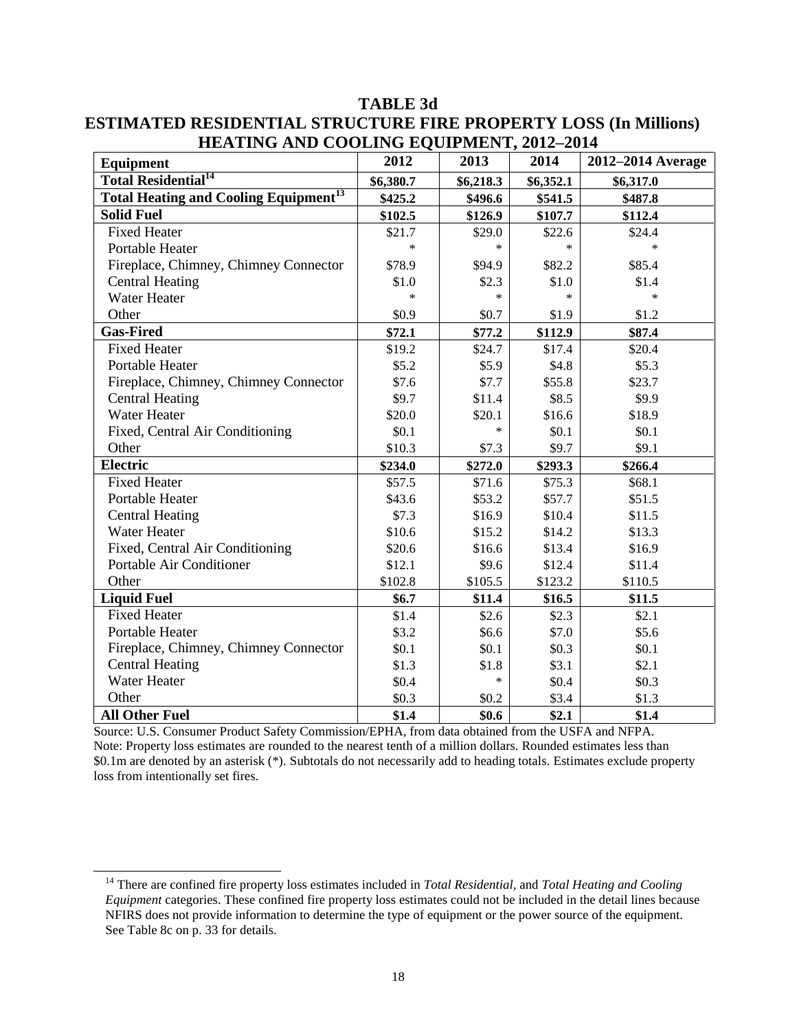# TABLE 3d

## ESTIMATED RESIDENTIAL STRUCTURE FIRE PROPERTY LOSS (In Millions) HEATING AND COOLING EQUIPMENT, 2012–2014

| Equipment | 2012 | 2013 | 2014 | 2012–2014 Average |
|---|---|---|---|---|
| **Total Residential[14]** | **$6,380.7** | **$6,218.3** | **$6,352.1** | **$6,317.0** |
| **Total Heating and Cooling Equipment[13]** | **$425.2** | **$496.6** | **$541.5** | **$487.8** |
| **Solid Fuel** | **$102.5** | **$126.9** | **$107.7** | **$112.4** |
| Fixed Heater | $21.7 | $29.0 | $22.6 | $24.4 |
| Portable Heater | * | * | * | * |
| Fireplace, Chimney, Chimney Connector | $78.9 | $94.9 | $82.2 | $85.4 |
| Central Heating | $1.0 | $2.3 | $1.0 | $1.4 |
| Water Heater | * | * | * | * |
| Other | $0.9 | $0.7 | $1.9 | $1.2 |
| **Gas-Fired** | **$72.1** | **$77.2** | **$112.9** | **$87.4** |
| Fixed Heater | $19.2 | $24.7 | $17.4 | $20.4 |
| Portable Heater | $5.2 | $5.9 | $4.8 | $5.3 |
| Fireplace, Chimney, Chimney Connector | $7.6 | $7.7 | $55.8 | $23.7 |
| Central Heating | $9.7 | $11.4 | $8.5 | $9.9 |
| Water Heater | $20.0 | $20.1 | $16.6 | $18.9 |
| Fixed, Central Air Conditioning | $0.1 | * | $0.1 | $0.1 |
| Other | $10.3 | $7.3 | $9.7 | $9.1 |
| **Electric** | **$234.0** | **$272.0** | **$293.3** | **$266.4** |
| Fixed Heater | $57.5 | $71.6 | $75.3 | $68.1 |
| Portable Heater | $43.6 | $53.2 | $57.7 | $51.5 |
| Central Heating | $7.3 | $16.9 | $10.4 | $11.5 |
| Water Heater | $10.6 | $15.2 | $14.2 | $13.3 |
| Fixed, Central Air Conditioning | $20.6 | $16.6 | $13.4 | $16.9 |
| Portable Air Conditioner | $12.1 | $9.6 | $12.4 | $11.4 |
| Other | $102.8 | $105.5 | $123.2 | $110.5 |
| **Liquid Fuel** | **$6.7** | **$11.4** | **$16.5** | **$11.5** |
| Fixed Heater | $1.4 | $2.6 | $2.3 | $2.1 |
| Portable Heater | $3.2 | $6.6 | $7.0 | $5.6 |
| Fireplace, Chimney, Chimney Connector | $0.1 | $0.1 | $0.3 | $0.1 |
| Central Heating | $1.3 | $1.8 | $3.1 | $2.1 |
| Water Heater | $0.4 | * | $0.4 | $0.3 |
| Other | $0.3 | $0.2 | $3.4 | $1.3 |
| **All Other Fuel** | **$1.4** | **$0.6** | **$2.1** | **$1.4** |

Source: U.S. Consumer Product Safety Commission/EPHA, from data obtained from the USFA and NFPA.
Note: Property loss estimates are rounded to the nearest tenth of a million dollars. Rounded estimates less than $0.1m are denoted by an asterisk (*). Subtotals do not necessarily add to heading totals. Estimates exclude property loss from intentionally set fires.

[14] There are confined fire property loss estimates included in *Total Residential,* and *Total Heating and Cooling Equipment* categories. These confined fire property loss estimates could not be included in the detail lines because NFIRS does not provide information to determine the type of equipment or the power source of the equipment. See Table 8c on p. 33 for details.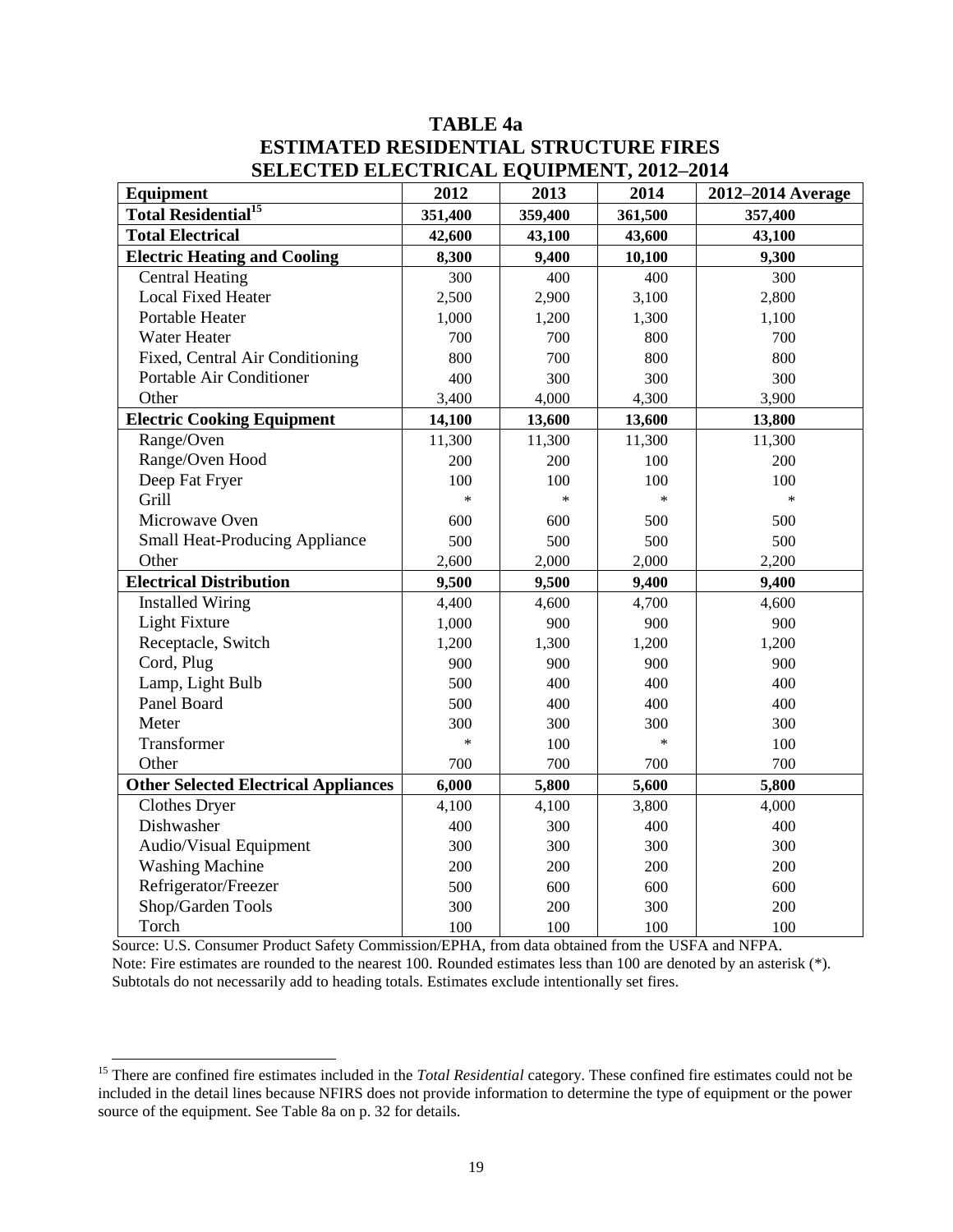# TABLE 4a
## ESTIMATED RESIDENTIAL STRUCTURE FIRES
## SELECTED ELECTRICAL EQUIPMENT, 2012–2014

| Equipment | 2012 | 2013 | 2014 | 2012–2014 Average |
|---|---|---|---|---|
| **Total Residential**[15] | **351,400** | **359,400** | **361,500** | **357,400** |
| **Total Electrical** | **42,600** | **43,100** | **43,600** | **43,100** |
| **Electric Heating and Cooling** | **8,300** | **9,400** | **10,100** | **9,300** |
| Central Heating | 300 | 400 | 400 | 300 |
| Local Fixed Heater | 2,500 | 2,900 | 3,100 | 2,800 |
| Portable Heater | 1,000 | 1,200 | 1,300 | 1,100 |
| Water Heater | 700 | 700 | 800 | 700 |
| Fixed, Central Air Conditioning | 800 | 700 | 800 | 800 |
| Portable Air Conditioner | 400 | 300 | 300 | 300 |
| Other | 3,400 | 4,000 | 4,300 | 3,900 |
| **Electric Cooking Equipment** | **14,100** | **13,600** | **13,600** | **13,800** |
| Range/Oven | 11,300 | 11,300 | 11,300 | 11,300 |
| Range/Oven Hood | 200 | 200 | 100 | 200 |
| Deep Fat Fryer | 100 | 100 | 100 | 100 |
| Grill | * | * | * | * |
| Microwave Oven | 600 | 600 | 500 | 500 |
| Small Heat-Producing Appliance | 500 | 500 | 500 | 500 |
| Other | 2,600 | 2,000 | 2,000 | 2,200 |
| **Electrical Distribution** | **9,500** | **9,500** | **9,400** | **9,400** |
| Installed Wiring | 4,400 | 4,600 | 4,700 | 4,600 |
| Light Fixture | 1,000 | 900 | 900 | 900 |
| Receptacle, Switch | 1,200 | 1,300 | 1,200 | 1,200 |
| Cord, Plug | 900 | 900 | 900 | 900 |
| Lamp, Light Bulb | 500 | 400 | 400 | 400 |
| Panel Board | 500 | 400 | 400 | 400 |
| Meter | 300 | 300 | 300 | 300 |
| Transformer | * | 100 | * | 100 |
| Other | 700 | 700 | 700 | 700 |
| **Other Selected Electrical Appliances** | **6,000** | **5,800** | **5,600** | **5,800** |
| Clothes Dryer | 4,100 | 4,100 | 3,800 | 4,000 |
| Dishwasher | 400 | 300 | 400 | 400 |
| Audio/Visual Equipment | 300 | 300 | 300 | 300 |
| Washing Machine | 200 | 200 | 200 | 200 |
| Refrigerator/Freezer | 500 | 600 | 600 | 600 |
| Shop/Garden Tools | 300 | 200 | 300 | 200 |
| Torch | 100 | 100 | 100 | 100 |

Source: U.S. Consumer Product Safety Commission/EPHA, from data obtained from the USFA and NFPA.
Note: Fire estimates are rounded to the nearest 100. Rounded estimates less than 100 are denoted by an asterisk (*). Subtotals do not necessarily add to heading totals. Estimates exclude intentionally set fires.

[15] There are confined fire estimates included in the *Total Residential* category. These confined fire estimates could not be included in the detail lines because NFIRS does not provide information to determine the type of equipment or the power source of the equipment. See Table 8a on p. 32 for details.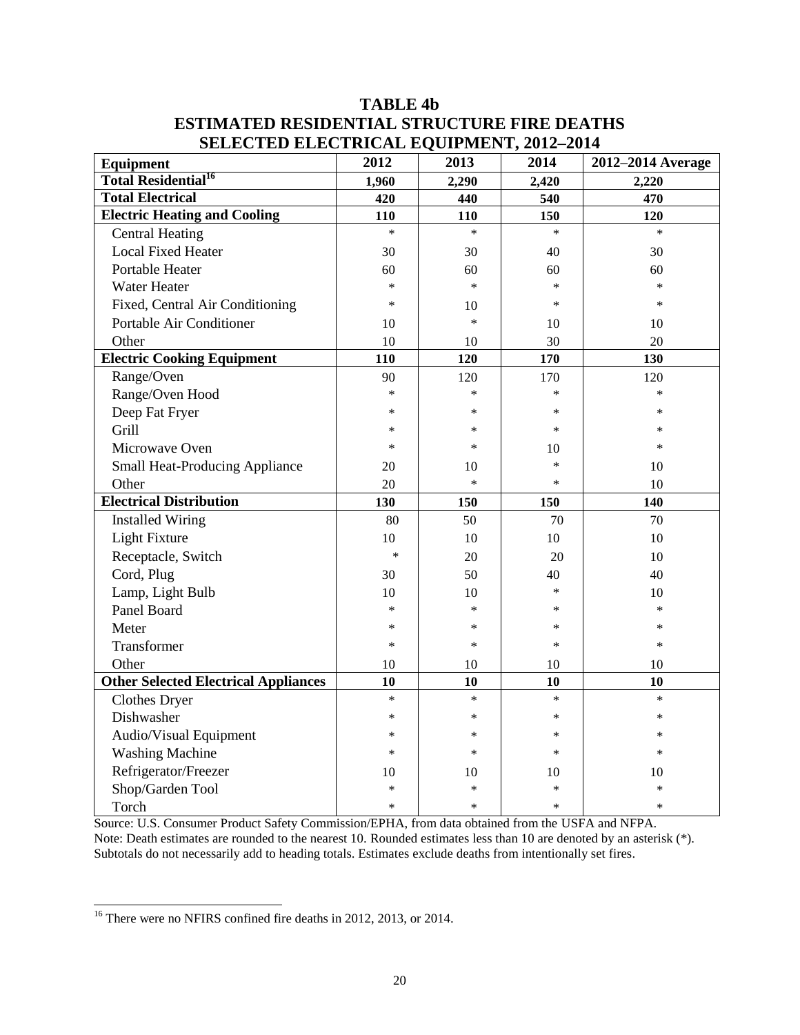# TABLE 4b
# ESTIMATED RESIDENTIAL STRUCTURE FIRE DEATHS
# SELECTED ELECTRICAL EQUIPMENT, 2012–2014

| Equipment | 2012 | 2013 | 2014 | 2012–2014 Average |
|---|---|---|---|---|
| **Total Residential[16]** | **1,960** | **2,290** | **2,420** | **2,220** |
| **Total Electrical** | **420** | **440** | **540** | **470** |
| **Electric Heating and Cooling** | **110** | **110** | **150** | **120** |
| Central Heating | * | * | * | * |
| Local Fixed Heater | 30 | 30 | 40 | 30 |
| Portable Heater | 60 | 60 | 60 | 60 |
| Water Heater | * | * | * | * |
| Fixed, Central Air Conditioning | * | 10 | * | * |
| Portable Air Conditioner | 10 | * | 10 | 10 |
| Other | 10 | 10 | 30 | 20 |
| **Electric Cooking Equipment** | **110** | **120** | **170** | **130** |
| Range/Oven | 90 | 120 | 170 | 120 |
| Range/Oven Hood | * | * | * | * |
| Deep Fat Fryer | * | * | * | * |
| Grill | * | * | * | * |
| Microwave Oven | * | * | 10 | * |
| Small Heat-Producing Appliance | 20 | 10 | * | 10 |
| Other | 20 | * | * | 10 |
| **Electrical Distribution** | **130** | **150** | **150** | **140** |
| Installed Wiring | 80 | 50 | 70 | 70 |
| Light Fixture | 10 | 10 | 10 | 10 |
| Receptacle, Switch | * | 20 | 20 | 10 |
| Cord, Plug | 30 | 50 | 40 | 40 |
| Lamp, Light Bulb | 10 | 10 | * | 10 |
| Panel Board | * | * | * | * |
| Meter | * | * | * | * |
| Transformer | * | * | * | * |
| Other | 10 | 10 | 10 | 10 |
| **Other Selected Electrical Appliances** | **10** | **10** | **10** | **10** |
| Clothes Dryer | * | * | * | * |
| Dishwasher | * | * | * | * |
| Audio/Visual Equipment | * | * | * | * |
| Washing Machine | * | * | * | * |
| Refrigerator/Freezer | 10 | 10 | 10 | 10 |
| Shop/Garden Tool | * | * | * | * |
| Torch | * | * | * | * |

Source: U.S. Consumer Product Safety Commission/EPHA, from data obtained from the USFA and NFPA.
Note: Death estimates are rounded to the nearest 10. Rounded estimates less than 10 are denoted by an asterisk (*). Subtotals do not necessarily add to heading totals. Estimates exclude deaths from intentionally set fires.

[16] There were no NFIRS confined fire deaths in 2012, 2013, or 2014.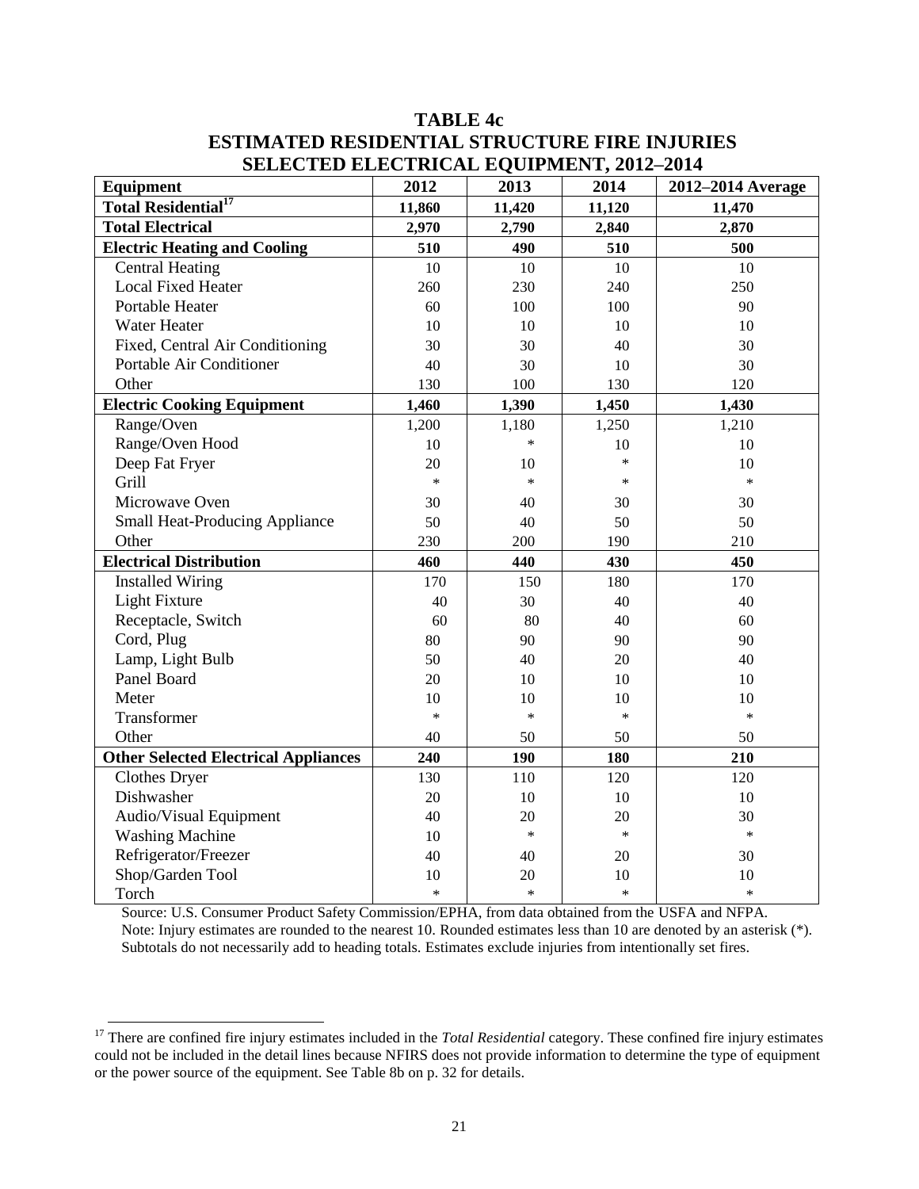# TABLE 4c
## ESTIMATED RESIDENTIAL STRUCTURE FIRE INJURIES
## SELECTED ELECTRICAL EQUIPMENT, 2012–2014

| Equipment | 2012 | 2013 | 2014 | 2012–2014 Average |
|---|---|---|---|---|
| **Total Residential**[17] | **11,860** | **11,420** | **11,120** | **11,470** |
| **Total Electrical** | **2,970** | **2,790** | **2,840** | **2,870** |
| **Electric Heating and Cooling** | **510** | **490** | **510** | **500** |
| Central Heating | 10 | 10 | 10 | 10 |
| Local Fixed Heater | 260 | 230 | 240 | 250 |
| Portable Heater | 60 | 100 | 100 | 90 |
| Water Heater | 10 | 10 | 10 | 10 |
| Fixed, Central Air Conditioning | 30 | 30 | 40 | 30 |
| Portable Air Conditioner | 40 | 30 | 10 | 30 |
| Other | 130 | 100 | 130 | 120 |
| **Electric Cooking Equipment** | **1,460** | **1,390** | **1,450** | **1,430** |
| Range/Oven | 1,200 | 1,180 | 1,250 | 1,210 |
| Range/Oven Hood | 10 | * | 10 | 10 |
| Deep Fat Fryer | 20 | 10 | * | 10 |
| Grill | * | * | * | * |
| Microwave Oven | 30 | 40 | 30 | 30 |
| Small Heat-Producing Appliance | 50 | 40 | 50 | 50 |
| Other | 230 | 200 | 190 | 210 |
| **Electrical Distribution** | **460** | **440** | **430** | **450** |
| Installed Wiring | 170 | 150 | 180 | 170 |
| Light Fixture | 40 | 30 | 40 | 40 |
| Receptacle, Switch | 60 | 80 | 40 | 60 |
| Cord, Plug | 80 | 90 | 90 | 90 |
| Lamp, Light Bulb | 50 | 40 | 20 | 40 |
| Panel Board | 20 | 10 | 10 | 10 |
| Meter | 10 | 10 | 10 | 10 |
| Transformer | * | * | * | * |
| Other | 40 | 50 | 50 | 50 |
| **Other Selected Electrical Appliances** | **240** | **190** | **180** | **210** |
| Clothes Dryer | 130 | 110 | 120 | 120 |
| Dishwasher | 20 | 10 | 10 | 10 |
| Audio/Visual Equipment | 40 | 20 | 20 | 30 |
| Washing Machine | 10 | * | * | * |
| Refrigerator/Freezer | 40 | 40 | 20 | 30 |
| Shop/Garden Tool | 10 | 20 | 10 | 10 |
| Torch | * | * | * | * |

Source: U.S. Consumer Product Safety Commission/EPHA, from data obtained from the USFA and NFPA.
Note: Injury estimates are rounded to the nearest 10. Rounded estimates less than 10 are denoted by an asterisk (*). Subtotals do not necessarily add to heading totals. Estimates exclude injuries from intentionally set fires.

[17] There are confined fire injury estimates included in the *Total Residential* category. These confined fire injury estimates could not be included in the detail lines because NFIRS does not provide information to determine the type of equipment or the power source of the equipment. See Table 8b on p. 32 for details.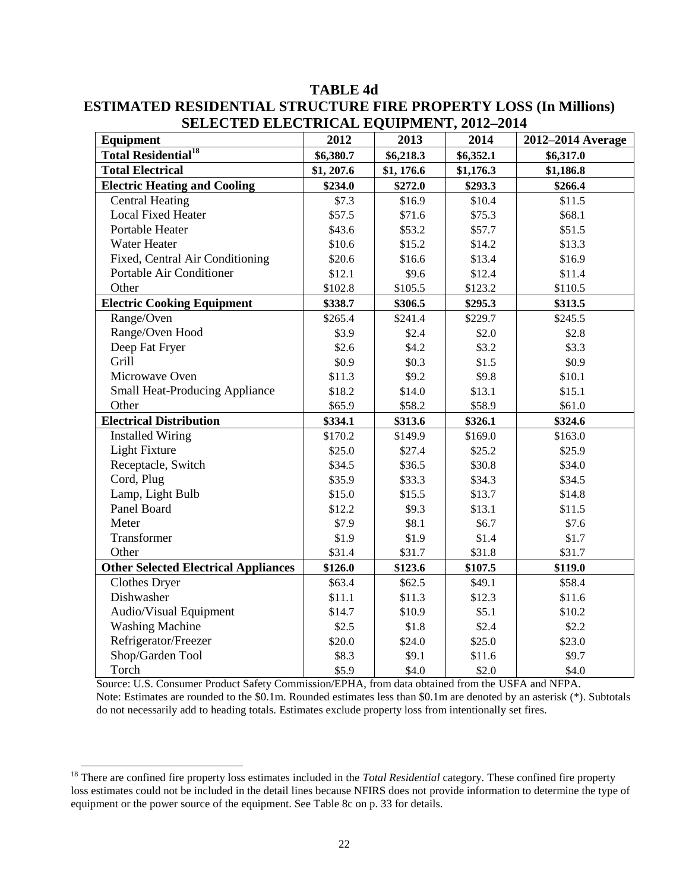# TABLE 4d

## ESTIMATED RESIDENTIAL STRUCTURE FIRE PROPERTY LOSS (In Millions) SELECTED ELECTRICAL EQUIPMENT, 2012–2014

| Equipment | 2012 | 2013 | 2014 | 2012–2014 Average |
|---|---|---|---|---|
| **Total Residential[18]** | **$6,380.7** | **$6,218.3** | **$6,352.1** | **$6,317.0** |
| **Total Electrical** | **$1, 207.6** | **$1, 176.6** | **$1,176.3** | **$1,186.8** |
| **Electric Heating and Cooling** | **$234.0** | **$272.0** | **$293.3** | **$266.4** |
| Central Heating | $7.3 | $16.9 | $10.4 | $11.5 |
| Local Fixed Heater | $57.5 | $71.6 | $75.3 | $68.1 |
| Portable Heater | $43.6 | $53.2 | $57.7 | $51.5 |
| Water Heater | $10.6 | $15.2 | $14.2 | $13.3 |
| Fixed, Central Air Conditioning | $20.6 | $16.6 | $13.4 | $16.9 |
| Portable Air Conditioner | $12.1 | $9.6 | $12.4 | $11.4 |
| Other | $102.8 | $105.5 | $123.2 | $110.5 |
| **Electric Cooking Equipment** | **$338.7** | **$306.5** | **$295.3** | **$313.5** |
| Range/Oven | $265.4 | $241.4 | $229.7 | $245.5 |
| Range/Oven Hood | $3.9 | $2.4 | $2.0 | $2.8 |
| Deep Fat Fryer | $2.6 | $4.2 | $3.2 | $3.3 |
| Grill | $0.9 | $0.3 | $1.5 | $0.9 |
| Microwave Oven | $11.3 | $9.2 | $9.8 | $10.1 |
| Small Heat-Producing Appliance | $18.2 | $14.0 | $13.1 | $15.1 |
| Other | $65.9 | $58.2 | $58.9 | $61.0 |
| **Electrical Distribution** | **$334.1** | **$313.6** | **$326.1** | **$324.6** |
| Installed Wiring | $170.2 | $149.9 | $169.0 | $163.0 |
| Light Fixture | $25.0 | $27.4 | $25.2 | $25.9 |
| Receptacle, Switch | $34.5 | $36.5 | $30.8 | $34.0 |
| Cord, Plug | $35.9 | $33.3 | $34.3 | $34.5 |
| Lamp, Light Bulb | $15.0 | $15.5 | $13.7 | $14.8 |
| Panel Board | $12.2 | $9.3 | $13.1 | $11.5 |
| Meter | $7.9 | $8.1 | $6.7 | $7.6 |
| Transformer | $1.9 | $1.9 | $1.4 | $1.7 |
| Other | $31.4 | $31.7 | $31.8 | $31.7 |
| **Other Selected Electrical Appliances** | **$126.0** | **$123.6** | **$107.5** | **$119.0** |
| Clothes Dryer | $63.4 | $62.5 | $49.1 | $58.4 |
| Dishwasher | $11.1 | $11.3 | $12.3 | $11.6 |
| Audio/Visual Equipment | $14.7 | $10.9 | $5.1 | $10.2 |
| Washing Machine | $2.5 | $1.8 | $2.4 | $2.2 |
| Refrigerator/Freezer | $20.0 | $24.0 | $25.0 | $23.0 |
| Shop/Garden Tool | $8.3 | $9.1 | $11.6 | $9.7 |
| Torch | $5.9 | $4.0 | $2.0 | $4.0 |

Source: U.S. Consumer Product Safety Commission/EPHA, from data obtained from the USFA and NFPA.
Note: Estimates are rounded to the $0.1m. Rounded estimates less than $0.1m are denoted by an asterisk (*). Subtotals do not necessarily add to heading totals. Estimates exclude property loss from intentionally set fires.

[18] There are confined fire property loss estimates included in the *Total Residential* category. These confined fire property loss estimates could not be included in the detail lines because NFIRS does not provide information to determine the type of equipment or the power source of the equipment. See Table 8c on p. 33 for details.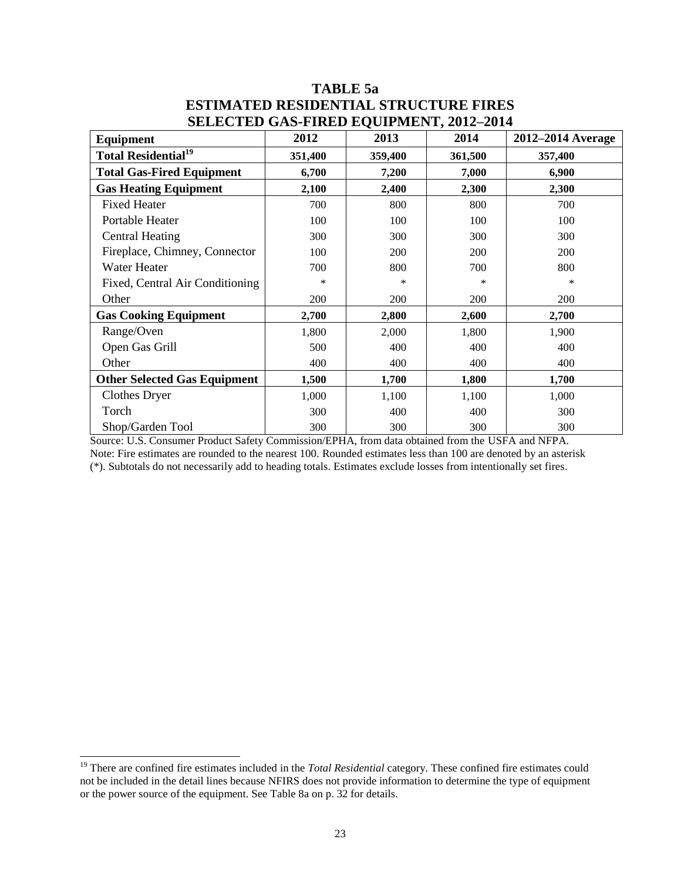**TABLE 5a**
**ESTIMATED RESIDENTIAL STRUCTURE FIRES**
**SELECTED GAS-FIRED EQUIPMENT, 2012–2014**

| Equipment | 2012 | 2013 | 2014 | 2012–2014 Average |
|---|---|---|---|---|
| **Total Residential[19]** | **351,400** | **359,400** | **361,500** | **357,400** |
| **Total Gas-Fired Equipment** | **6,700** | **7,200** | **7,000** | **6,900** |
| **Gas Heating Equipment** | **2,100** | **2,400** | **2,300** | **2,300** |
| Fixed Heater | 700 | 800 | 800 | 700 |
| Portable Heater | 100 | 100 | 100 | 100 |
| Central Heating | 300 | 300 | 300 | 300 |
| Fireplace, Chimney, Connector | 100 | 200 | 200 | 200 |
| Water Heater | 700 | 800 | 700 | 800 |
| Fixed, Central Air Conditioning | * | * | * | * |
| Other | 200 | 200 | 200 | 200 |
| **Gas Cooking Equipment** | **2,700** | **2,800** | **2,600** | **2,700** |
| Range/Oven | 1,800 | 2,000 | 1,800 | 1,900 |
| Open Gas Grill | 500 | 400 | 400 | 400 |
| Other | 400 | 400 | 400 | 400 |
| **Other Selected Gas Equipment** | **1,500** | **1,700** | **1,800** | **1,700** |
| Clothes Dryer | 1,000 | 1,100 | 1,100 | 1,000 |
| Torch | 300 | 400 | 400 | 300 |
| Shop/Garden Tool | 300 | 300 | 300 | 300 |

Source: U.S. Consumer Product Safety Commission/EPHA, from data obtained from the USFA and NFPA.
Note: Fire estimates are rounded to the nearest 100. Rounded estimates less than 100 are denoted by an asterisk (*). Subtotals do not necessarily add to heading totals. Estimates exclude losses from intentionally set fires.

[19] There are confined fire estimates included in the *Total Residential* category. These confined fire estimates could not be included in the detail lines because NFIRS does not provide information to determine the type of equipment or the power source of the equipment. See Table 8a on p. 32 for details.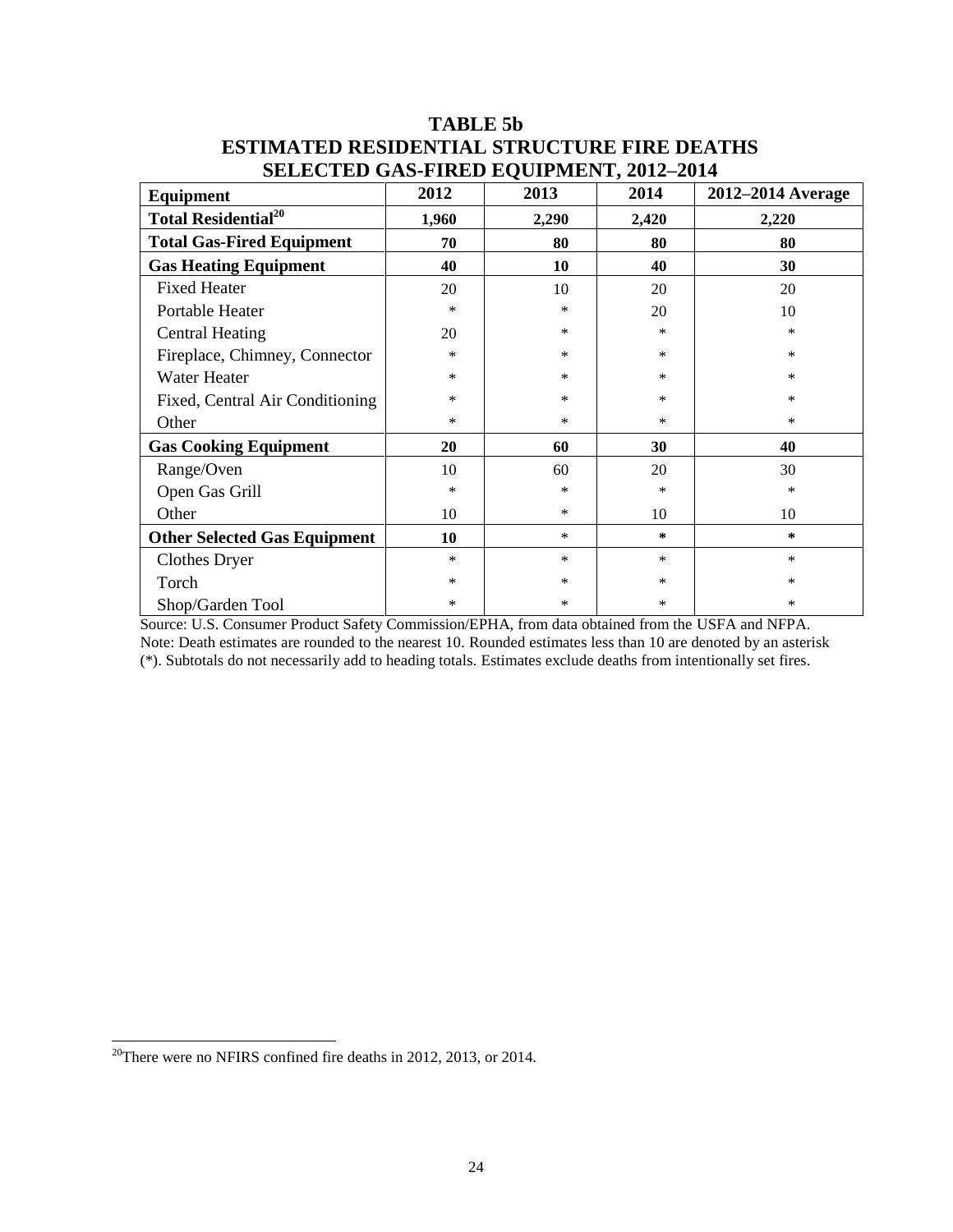# TABLE 5b
# ESTIMATED RESIDENTIAL STRUCTURE FIRE DEATHS
# SELECTED GAS-FIRED EQUIPMENT, 2012–2014

| Equipment | 2012 | 2013 | 2014 | 2012–2014 Average |
|---|---|---|---|---|
| **Total Residential[20]** | **1,960** | **2,290** | **2,420** | **2,220** |
| **Total Gas-Fired Equipment** | **70** | **80** | **80** | **80** |
| **Gas Heating Equipment** | **40** | **10** | **40** | **30** |
| Fixed Heater | 20 | 10 | 20 | 20 |
| Portable Heater | * | * | 20 | 10 |
| Central Heating | 20 | * | * | * |
| Fireplace, Chimney, Connector | * | * | * | * |
| Water Heater | * | * | * | * |
| Fixed, Central Air Conditioning | * | * | * | * |
| Other | * | * | * | * |
| **Gas Cooking Equipment** | **20** | **60** | **30** | **40** |
| Range/Oven | 10 | 60 | 20 | 30 |
| Open Gas Grill | * | * | * | * |
| Other | 10 | * | 10 | 10 |
| **Other Selected Gas Equipment** | **10** | * | * | * |
| Clothes Dryer | * | * | * | * |
| Torch | * | * | * | * |
| Shop/Garden Tool | * | * | * | * |

Source: U.S. Consumer Product Safety Commission/EPHA, from data obtained from the USFA and NFPA.
Note: Death estimates are rounded to the nearest 10. Rounded estimates less than 10 are denoted by an asterisk (*). Subtotals do not necessarily add to heading totals. Estimates exclude deaths from intentionally set fires.

[20]There were no NFIRS confined fire deaths in 2012, 2013, or 2014.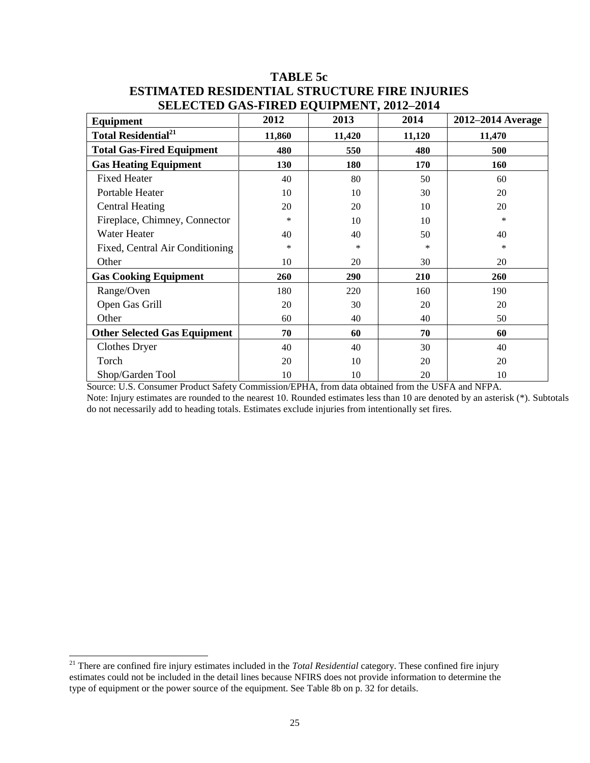# TABLE 5c
# ESTIMATED RESIDENTIAL STRUCTURE FIRE INJURIES
# SELECTED GAS-FIRED EQUIPMENT, 2012–2014

| Equipment | 2012 | 2013 | 2014 | 2012–2014 Average |
|---|---|---|---|---|
| **Total Residential**[21] | **11,860** | **11,420** | **11,120** | **11,470** |
| **Total Gas-Fired Equipment** | **480** | **550** | **480** | **500** |
| **Gas Heating Equipment** | **130** | **180** | **170** | **160** |
| Fixed Heater | 40 | 80 | 50 | 60 |
| Portable Heater | 10 | 10 | 30 | 20 |
| Central Heating | 20 | 20 | 10 | 20 |
| Fireplace, Chimney, Connector | * | 10 | 10 | * |
| Water Heater | 40 | 40 | 50 | 40 |
| Fixed, Central Air Conditioning | * | * | * | * |
| Other | 10 | 20 | 30 | 20 |
| **Gas Cooking Equipment** | **260** | **290** | **210** | **260** |
| Range/Oven | 180 | 220 | 160 | 190 |
| Open Gas Grill | 20 | 30 | 20 | 20 |
| Other | 60 | 40 | 40 | 50 |
| **Other Selected Gas Equipment** | **70** | **60** | **70** | **60** |
| Clothes Dryer | 40 | 40 | 30 | 40 |
| Torch | 20 | 10 | 20 | 20 |
| Shop/Garden Tool | 10 | 10 | 20 | 10 |

Source: U.S. Consumer Product Safety Commission/EPHA, from data obtained from the USFA and NFPA.

Note: Injury estimates are rounded to the nearest 10. Rounded estimates less than 10 are denoted by an asterisk (*). Subtotals do not necessarily add to heading totals. Estimates exclude injuries from intentionally set fires.

[21] There are confined fire injury estimates included in the *Total Residential* category. These confined fire injury estimates could not be included in the detail lines because NFIRS does not provide information to determine the type of equipment or the power source of the equipment. See Table 8b on p. 32 for details.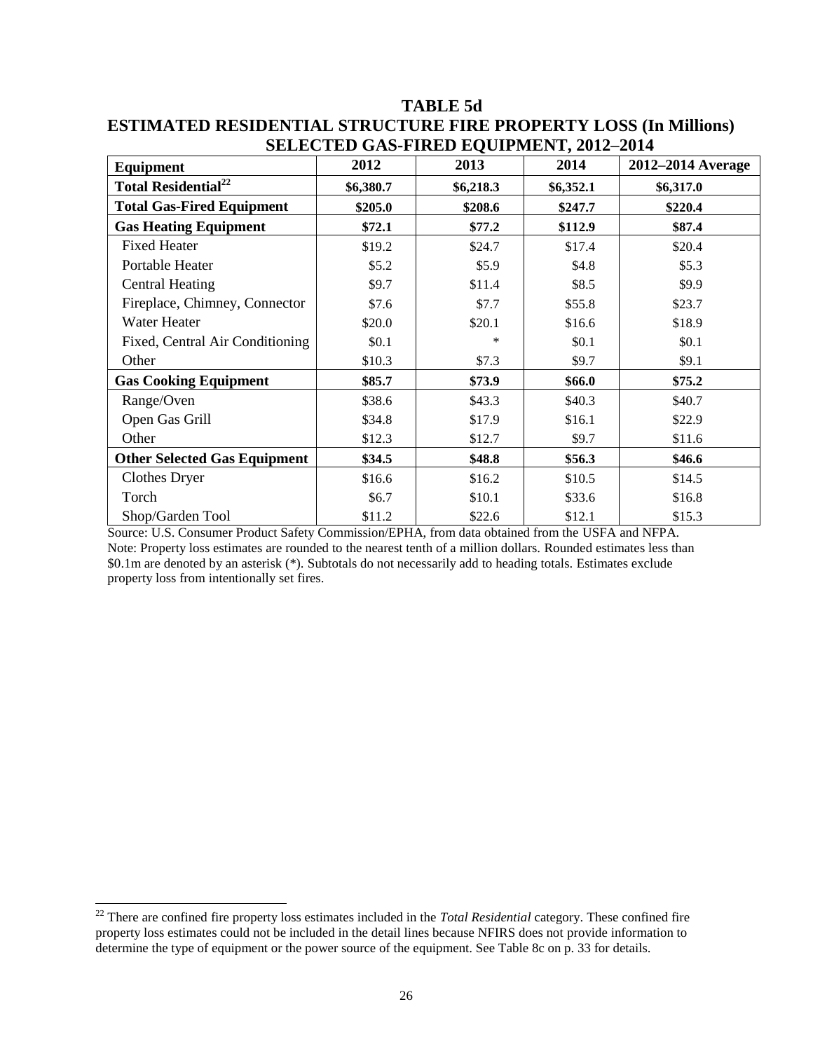# TABLE 5d

## ESTIMATED RESIDENTIAL STRUCTURE FIRE PROPERTY LOSS (In Millions) SELECTED GAS-FIRED EQUIPMENT, 2012–2014

| Equipment | 2012 | 2013 | 2014 | 2012–2014 Average |
|---|---|---|---|---|
| **Total Residential[22]** | **$6,380.7** | **$6,218.3** | **$6,352.1** | **$6,317.0** |
| **Total Gas-Fired Equipment** | **$205.0** | **$208.6** | **$247.7** | **$220.4** |
| **Gas Heating Equipment** | **$72.1** | **$77.2** | **$112.9** | **$87.4** |
| Fixed Heater | $19.2 | $24.7 | $17.4 | $20.4 |
| Portable Heater | $5.2 | $5.9 | $4.8 | $5.3 |
| Central Heating | $9.7 | $11.4 | $8.5 | $9.9 |
| Fireplace, Chimney, Connector | $7.6 | $7.7 | $55.8 | $23.7 |
| Water Heater | $20.0 | $20.1 | $16.6 | $18.9 |
| Fixed, Central Air Conditioning | $0.1 | * | $0.1 | $0.1 |
| Other | $10.3 | $7.3 | $9.7 | $9.1 |
| **Gas Cooking Equipment** | **$85.7** | **$73.9** | **$66.0** | **$75.2** |
| Range/Oven | $38.6 | $43.3 | $40.3 | $40.7 |
| Open Gas Grill | $34.8 | $17.9 | $16.1 | $22.9 |
| Other | $12.3 | $12.7 | $9.7 | $11.6 |
| **Other Selected Gas Equipment** | **$34.5** | **$48.8** | **$56.3** | **$46.6** |
| Clothes Dryer | $16.6 | $16.2 | $10.5 | $14.5 |
| Torch | $6.7 | $10.1 | $33.6 | $16.8 |
| Shop/Garden Tool | $11.2 | $22.6 | $12.1 | $15.3 |

Source: U.S. Consumer Product Safety Commission/EPHA, from data obtained from the USFA and NFPA.
Note: Property loss estimates are rounded to the nearest tenth of a million dollars. Rounded estimates less than $0.1m are denoted by an asterisk (*). Subtotals do not necessarily add to heading totals. Estimates exclude property loss from intentionally set fires.

[22] There are confined fire property loss estimates included in the *Total Residential* category. These confined fire property loss estimates could not be included in the detail lines because NFIRS does not provide information to determine the type of equipment or the power source of the equipment. See Table 8c on p. 33 for details.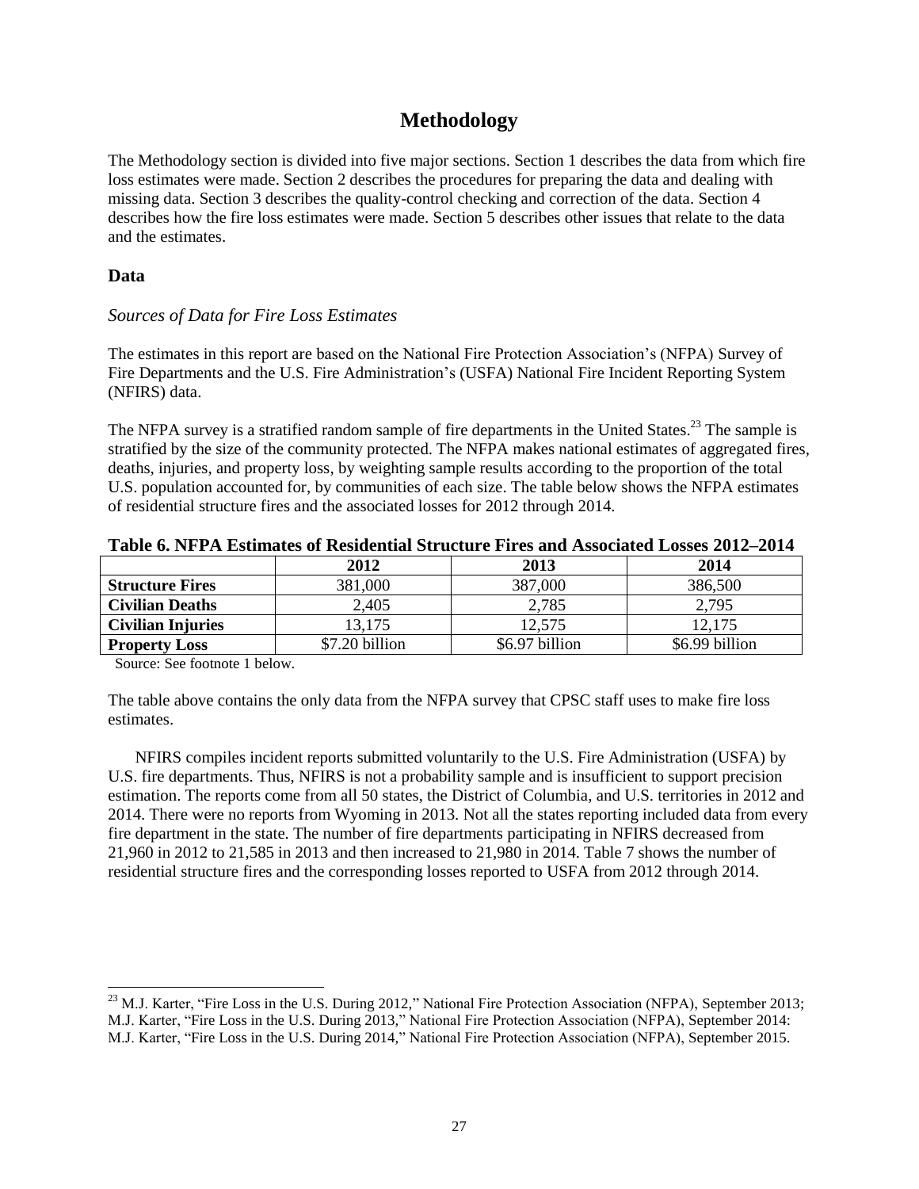# Methodology

The Methodology section is divided into five major sections. Section 1 describes the data from which fire loss estimates were made. Section 2 describes the procedures for preparing the data and dealing with missing data. Section 3 describes the quality-control checking and correction of the data. Section 4 describes how the fire loss estimates were made. Section 5 describes other issues that relate to the data and the estimates.

## Data

### *Sources of Data for Fire Loss Estimates*

The estimates in this report are based on the National Fire Protection Association's (NFPA) Survey of Fire Departments and the U.S. Fire Administration's (USFA) National Fire Incident Reporting System (NFIRS) data.

The NFPA survey is a stratified random sample of fire departments in the United States.[23] The sample is stratified by the size of the community protected. The NFPA makes national estimates of aggregated fires, deaths, injuries, and property loss, by weighting sample results according to the proportion of the total U.S. population accounted for, by communities of each size. The table below shows the NFPA estimates of residential structure fires and the associated losses for 2012 through 2014.

**Table 6. NFPA Estimates of Residential Structure Fires and Associated Losses 2012–2014**

| | 2012 | 2013 | 2014 |
|---|---|---|---|
| **Structure Fires** | 381,000 | 387,000 | 386,500 |
| **Civilian Deaths** | 2,405 | 2,785 | 2,795 |
| **Civilian Injuries** | 13,175 | 12,575 | 12,175 |
| **Property Loss** | $7.20 billion | $6.97 billion | $6.99 billion |

Source: See footnote 1 below.

The table above contains the only data from the NFPA survey that CPSC staff uses to make fire loss estimates.

NFIRS compiles incident reports submitted voluntarily to the U.S. Fire Administration (USFA) by U.S. fire departments. Thus, NFIRS is not a probability sample and is insufficient to support precision estimation. The reports come from all 50 states, the District of Columbia, and U.S. territories in 2012 and 2014. There were no reports from Wyoming in 2013. Not all the states reporting included data from every fire department in the state. The number of fire departments participating in NFIRS decreased from 21,960 in 2012 to 21,585 in 2013 and then increased to 21,980 in 2014. Table 7 shows the number of residential structure fires and the corresponding losses reported to USFA from 2012 through 2014.

---

[23] M.J. Karter, "Fire Loss in the U.S. During 2012," National Fire Protection Association (NFPA), September 2013; M.J. Karter, "Fire Loss in the U.S. During 2013," National Fire Protection Association (NFPA), September 2014: M.J. Karter, "Fire Loss in the U.S. During 2014," National Fire Protection Association (NFPA), September 2015.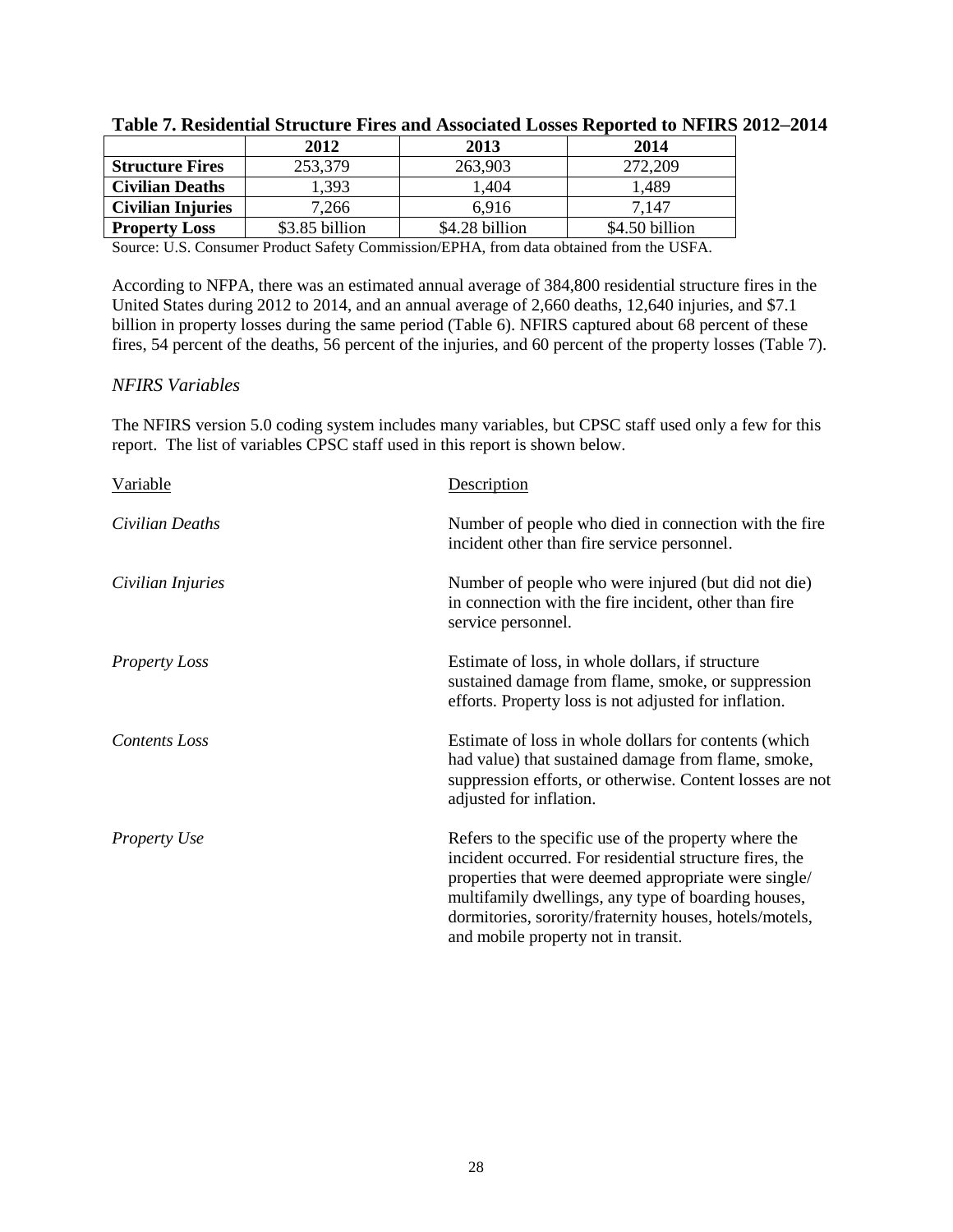**Table 7. Residential Structure Fires and Associated Losses Reported to NFIRS 2012–2014**

| | 2012 | 2013 | 2014 |
|---|---|---|---|
| **Structure Fires** | 253,379 | 263,903 | 272,209 |
| **Civilian Deaths** | 1,393 | 1,404 | 1,489 |
| **Civilian Injuries** | 7,266 | 6,916 | 7,147 |
| **Property Loss** | \$3.85 billion | \$4.28 billion | \$4.50 billion |

Source: U.S. Consumer Product Safety Commission/EPHA, from data obtained from the USFA.

According to NFPA, there was an estimated annual average of 384,800 residential structure fires in the United States during 2012 to 2014, and an annual average of 2,660 deaths, 12,640 injuries, and \$7.1 billion in property losses during the same period (Table 6). NFIRS captured about 68 percent of these fires, 54 percent of the deaths, 56 percent of the injuries, and 60 percent of the property losses (Table 7).

### *NFIRS Variables*

The NFIRS version 5.0 coding system includes many variables, but CPSC staff used only a few for this report. The list of variables CPSC staff used in this report is shown below.

| Variable | Description |
|---|---|
| *Civilian Deaths* | Number of people who died in connection with the fire incident other than fire service personnel. |
| *Civilian Injuries* | Number of people who were injured (but did not die) in connection with the fire incident, other than fire service personnel. |
| *Property Loss* | Estimate of loss, in whole dollars, if structure sustained damage from flame, smoke, or suppression efforts. Property loss is not adjusted for inflation. |
| *Contents Loss* | Estimate of loss in whole dollars for contents (which had value) that sustained damage from flame, smoke, suppression efforts, or otherwise. Content losses are not adjusted for inflation. |
| *Property Use* | Refers to the specific use of the property where the incident occurred. For residential structure fires, the properties that were deemed appropriate were single/ multifamily dwellings, any type of boarding houses, dormitories, sorority/fraternity houses, hotels/motels, and mobile property not in transit. |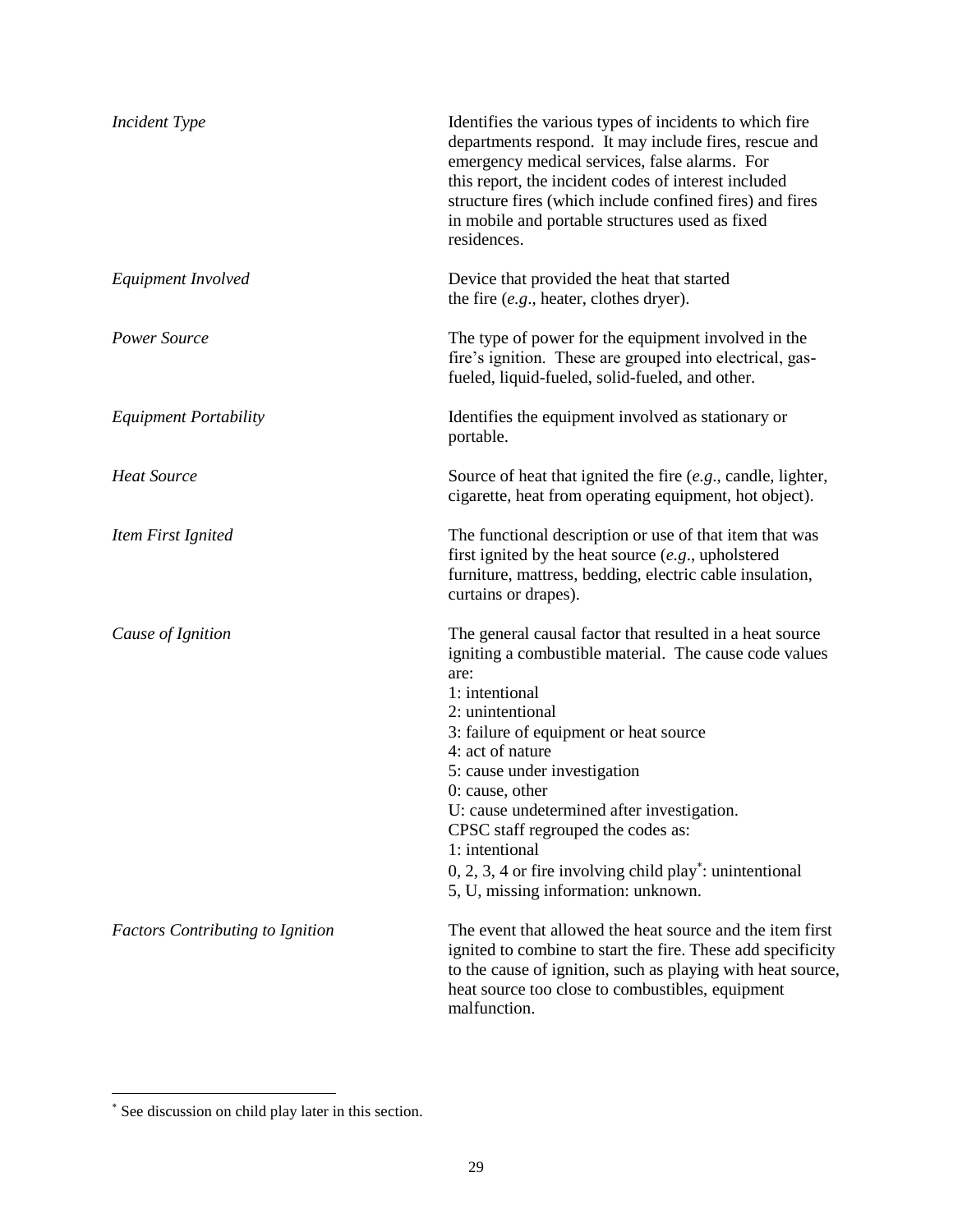| | |
|---|---|
| *Incident Type* | Identifies the various types of incidents to which fire departments respond. It may include fires, rescue and emergency medical services, false alarms. For this report, the incident codes of interest included structure fires (which include confined fires) and fires in mobile and portable structures used as fixed residences. |
| *Equipment Involved* | Device that provided the heat that started the fire (*e.g*., heater, clothes dryer). |
| *Power Source* | The type of power for the equipment involved in the fire's ignition. These are grouped into electrical, gas-fueled, liquid-fueled, solid-fueled, and other. |
| *Equipment Portability* | Identifies the equipment involved as stationary or portable. |
| *Heat Source* | Source of heat that ignited the fire (*e.g*., candle, lighter, cigarette, heat from operating equipment, hot object). |
| *Item First Ignited* | The functional description or use of that item that was first ignited by the heat source (*e.g*., upholstered furniture, mattress, bedding, electric cable insulation, curtains or drapes). |
| *Cause of Ignition* | The general causal factor that resulted in a heat source igniting a combustible material. The cause code values are:<br>1: intentional<br>2: unintentional<br>3: failure of equipment or heat source<br>4: act of nature<br>5: cause under investigation<br>0: cause, other<br>U: cause undetermined after investigation.<br>CPSC staff regrouped the codes as:<br>1: intentional<br>0, 2, 3, 4 or fire involving child play*: unintentional<br>5, U, missing information: unknown. |
| *Factors Contributing to Ignition* | The event that allowed the heat source and the item first ignited to combine to start the fire. These add specificity to the cause of ignition, such as playing with heat source, heat source too close to combustibles, equipment malfunction. |

* See discussion on child play later in this section.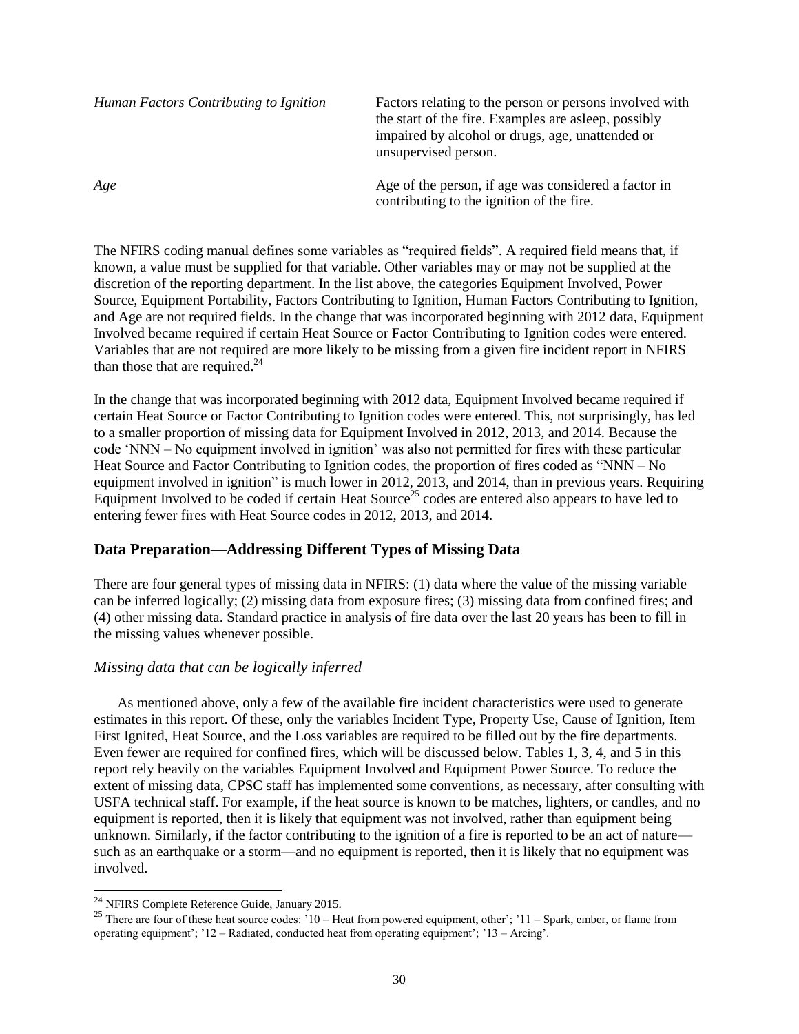| | |
|---|---|
| *Human Factors Contributing to Ignition* | Factors relating to the person or persons involved with the start of the fire. Examples are asleep, possibly impaired by alcohol or drugs, age, unattended or unsupervised person. |
| *Age* | Age of the person, if age was considered a factor in contributing to the ignition of the fire. |

The NFIRS coding manual defines some variables as "required fields". A required field means that, if known, a value must be supplied for that variable. Other variables may or may not be supplied at the discretion of the reporting department. In the list above, the categories Equipment Involved, Power Source, Equipment Portability, Factors Contributing to Ignition, Human Factors Contributing to Ignition, and Age are not required fields. In the change that was incorporated beginning with 2012 data, Equipment Involved became required if certain Heat Source or Factor Contributing to Ignition codes were entered. Variables that are not required are more likely to be missing from a given fire incident report in NFIRS than those that are required.[24]

In the change that was incorporated beginning with 2012 data, Equipment Involved became required if certain Heat Source or Factor Contributing to Ignition codes were entered. This, not surprisingly, has led to a smaller proportion of missing data for Equipment Involved in 2012, 2013, and 2014. Because the code 'NNN – No equipment involved in ignition' was also not permitted for fires with these particular Heat Source and Factor Contributing to Ignition codes, the proportion of fires coded as "NNN – No equipment involved in ignition" is much lower in 2012, 2013, and 2014, than in previous years. Requiring Equipment Involved to be coded if certain Heat Source[25] codes are entered also appears to have led to entering fewer fires with Heat Source codes in 2012, 2013, and 2014.

## Data Preparation—Addressing Different Types of Missing Data

There are four general types of missing data in NFIRS: (1) data where the value of the missing variable can be inferred logically; (2) missing data from exposure fires; (3) missing data from confined fires; and (4) other missing data. Standard practice in analysis of fire data over the last 20 years has been to fill in the missing values whenever possible.

### *Missing data that can be logically inferred*

As mentioned above, only a few of the available fire incident characteristics were used to generate estimates in this report. Of these, only the variables Incident Type, Property Use, Cause of Ignition, Item First Ignited, Heat Source, and the Loss variables are required to be filled out by the fire departments. Even fewer are required for confined fires, which will be discussed below. Tables 1, 3, 4, and 5 in this report rely heavily on the variables Equipment Involved and Equipment Power Source. To reduce the extent of missing data, CPSC staff has implemented some conventions, as necessary, after consulting with USFA technical staff. For example, if the heat source is known to be matches, lighters, or candles, and no equipment is reported, then it is likely that equipment was not involved, rather than equipment being unknown. Similarly, if the factor contributing to the ignition of a fire is reported to be an act of nature—such as an earthquake or a storm—and no equipment is reported, then it is likely that no equipment was involved.

---

[24] NFIRS Complete Reference Guide, January 2015.

[25] There are four of these heat source codes: '10 – Heat from powered equipment, other'; '11 – Spark, ember, or flame from operating equipment'; '12 – Radiated, conducted heat from operating equipment'; '13 – Arcing'.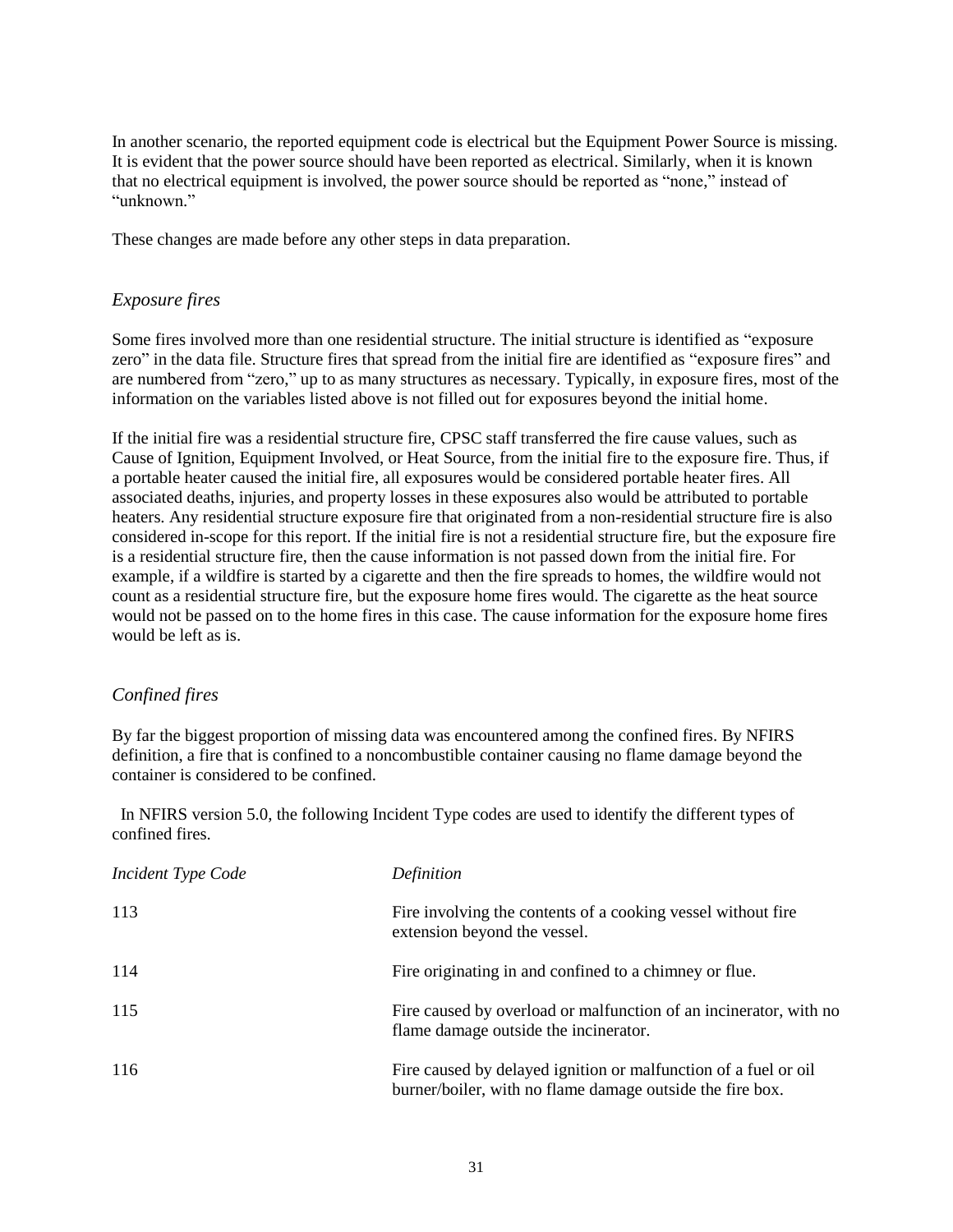In another scenario, the reported equipment code is electrical but the Equipment Power Source is missing. It is evident that the power source should have been reported as electrical. Similarly, when it is known that no electrical equipment is involved, the power source should be reported as "none," instead of "unknown."

These changes are made before any other steps in data preparation.

### *Exposure fires*

Some fires involved more than one residential structure. The initial structure is identified as "exposure zero" in the data file. Structure fires that spread from the initial fire are identified as "exposure fires" and are numbered from "zero," up to as many structures as necessary. Typically, in exposure fires, most of the information on the variables listed above is not filled out for exposures beyond the initial home.

If the initial fire was a residential structure fire, CPSC staff transferred the fire cause values, such as Cause of Ignition, Equipment Involved, or Heat Source, from the initial fire to the exposure fire. Thus, if a portable heater caused the initial fire, all exposures would be considered portable heater fires. All associated deaths, injuries, and property losses in these exposures also would be attributed to portable heaters. Any residential structure exposure fire that originated from a non-residential structure fire is also considered in-scope for this report. If the initial fire is not a residential structure fire, but the exposure fire is a residential structure fire, then the cause information is not passed down from the initial fire. For example, if a wildfire is started by a cigarette and then the fire spreads to homes, the wildfire would not count as a residential structure fire, but the exposure home fires would. The cigarette as the heat source would not be passed on to the home fires in this case. The cause information for the exposure home fires would be left as is.

### *Confined fires*

By far the biggest proportion of missing data was encountered among the confined fires. By NFIRS definition, a fire that is confined to a noncombustible container causing no flame damage beyond the container is considered to be confined.

In NFIRS version 5.0, the following Incident Type codes are used to identify the different types of confined fires.

| *Incident Type Code* | *Definition* |
|---|---|
| 113 | Fire involving the contents of a cooking vessel without fire extension beyond the vessel. |
| 114 | Fire originating in and confined to a chimney or flue. |
| 115 | Fire caused by overload or malfunction of an incinerator, with no flame damage outside the incinerator. |
| 116 | Fire caused by delayed ignition or malfunction of a fuel or oil burner/boiler, with no flame damage outside the fire box. |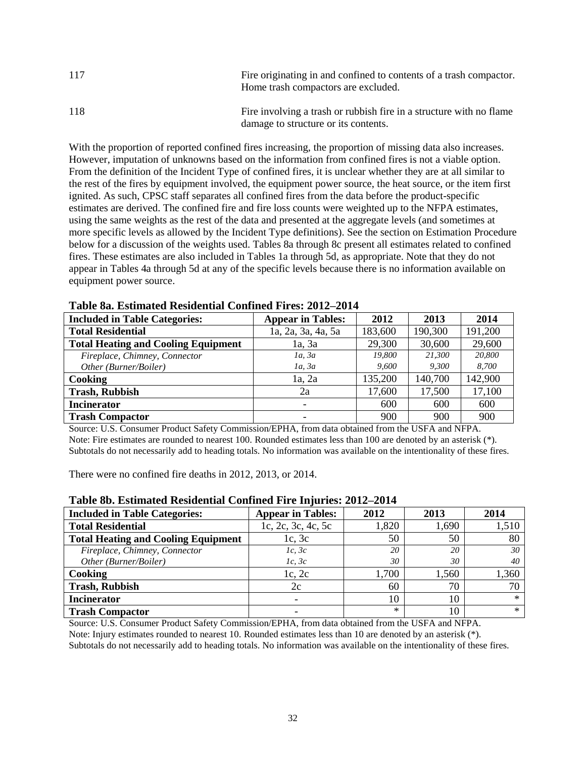| | |
|---|---|
| 117 | Fire originating in and confined to contents of a trash compactor. Home trash compactors are excluded. |
| 118 | Fire involving a trash or rubbish fire in a structure with no flame damage to structure or its contents. |

With the proportion of reported confined fires increasing, the proportion of missing data also increases. However, imputation of unknowns based on the information from confined fires is not a viable option. From the definition of the Incident Type of confined fires, it is unclear whether they are at all similar to the rest of the fires by equipment involved, the equipment power source, the heat source, or the item first ignited. As such, CPSC staff separates all confined fires from the data before the product-specific estimates are derived. The confined fire and fire loss counts were weighted up to the NFPA estimates, using the same weights as the rest of the data and presented at the aggregate levels (and sometimes at more specific levels as allowed by the Incident Type definitions). See the section on Estimation Procedure below for a discussion of the weights used. Tables 8a through 8c present all estimates related to confined fires. These estimates are also included in Tables 1a through 5d, as appropriate. Note that they do not appear in Tables 4a through 5d at any of the specific levels because there is no information available on equipment power source.

**Table 8a. Estimated Residential Confined Fires: 2012–2014**

| Included in Table Categories: | Appear in Tables: | 2012 | 2013 | 2014 |
|---|---|---|---|---|
| **Total Residential** | 1a, 2a, 3a, 4a, 5a | 183,600 | 190,300 | 191,200 |
| **Total Heating and Cooling Equipment** | 1a, 3a | 29,300 | 30,600 | 29,600 |
| *Fireplace, Chimney, Connector* | *1a, 3a* | *19,800* | *21,300* | *20,800* |
| *Other (Burner/Boiler)* | *1a, 3a* | *9,600* | *9,300* | *8,700* |
| **Cooking** | 1a, 2a | 135,200 | 140,700 | 142,900 |
| **Trash, Rubbish** | 2a | 17,600 | 17,500 | 17,100 |
| **Incinerator** | - | 600 | 600 | 600 |
| **Trash Compactor** | - | 900 | 900 | 900 |

Source: U.S. Consumer Product Safety Commission/EPHA, from data obtained from the USFA and NFPA.
Note: Fire estimates are rounded to nearest 100. Rounded estimates less than 100 are denoted by an asterisk (*). Subtotals do not necessarily add to heading totals. No information was available on the intentionality of these fires.

There were no confined fire deaths in 2012, 2013, or 2014.

**Table 8b. Estimated Residential Confined Fire Injuries: 2012–2014**

| Included in Table Categories: | Appear in Tables: | 2012 | 2013 | 2014 |
|---|---|---|---|---|
| **Total Residential** | 1c, 2c, 3c, 4c, 5c | 1,820 | 1,690 | 1,510 |
| **Total Heating and Cooling Equipment** | 1c, 3c | 50 | 50 | 80 |
| *Fireplace, Chimney, Connector* | *1c, 3c* | *20* | *20* | *30* |
| *Other (Burner/Boiler)* | *1c, 3c* | *30* | *30* | *40* |
| **Cooking** | 1c, 2c | 1,700 | 1,560 | 1,360 |
| **Trash, Rubbish** | 2c | 60 | 70 | 70 |
| **Incinerator** | - | 10 | 10 | * |
| **Trash Compactor** | - | * | 10 | * |

Source: U.S. Consumer Product Safety Commission/EPHA, from data obtained from the USFA and NFPA.
Note: Injury estimates rounded to nearest 10. Rounded estimates less than 10 are denoted by an asterisk (*). Subtotals do not necessarily add to heading totals. No information was available on the intentionality of these fires.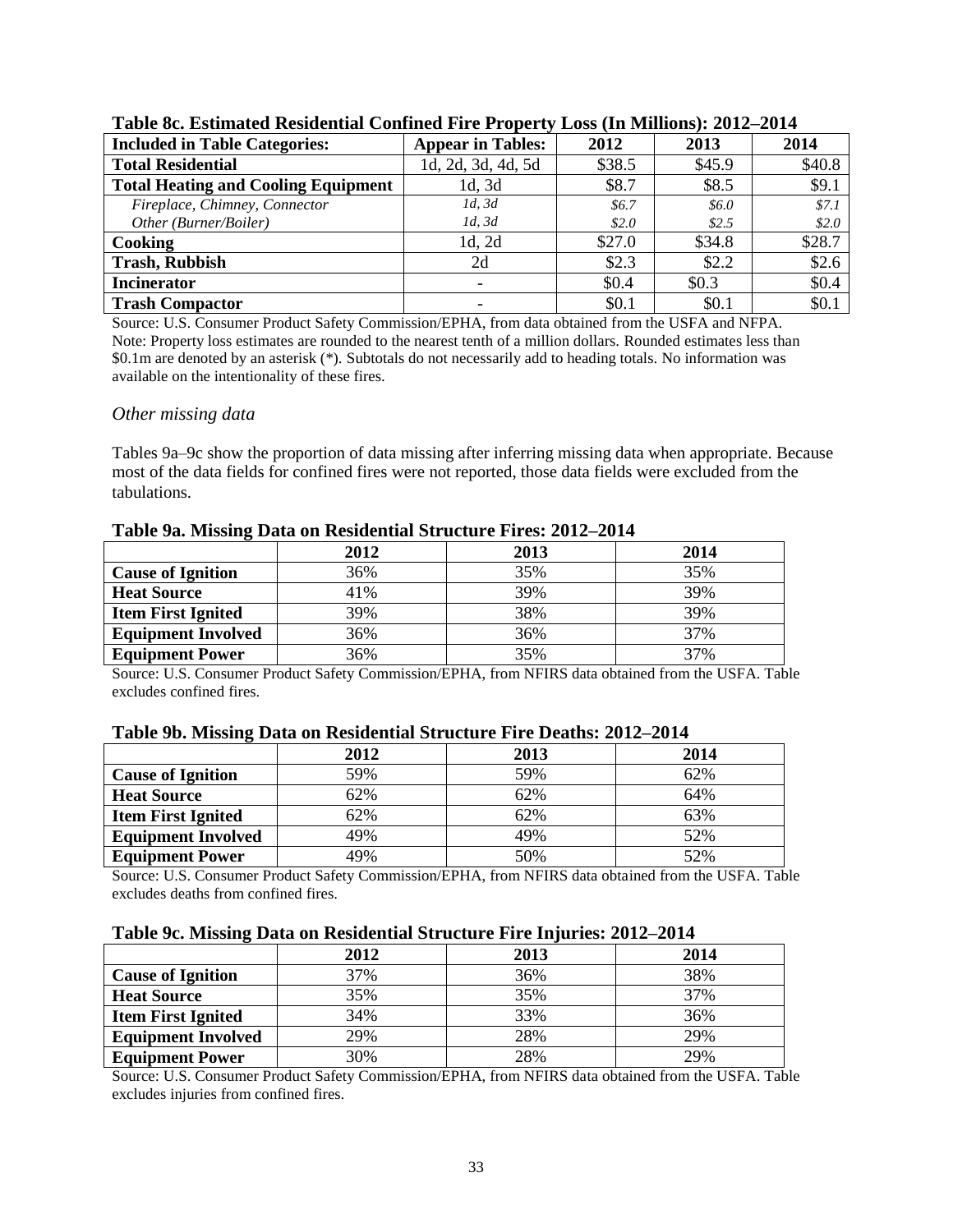**Table 8c. Estimated Residential Confined Fire Property Loss (In Millions): 2012–2014**

| Included in Table Categories: | Appear in Tables: | 2012 | 2013 | 2014 |
|---|---|---|---|---|
| **Total Residential** | 1d, 2d, 3d, 4d, 5d | $38.5 | $45.9 | $40.8 |
| **Total Heating and Cooling Equipment** | 1d, 3d | $8.7 | $8.5 | $9.1 |
| *Fireplace, Chimney, Connector* | *1d, 3d* | *$6.7* | *$6.0* | *$7.1* |
| *Other (Burner/Boiler)* | *1d, 3d* | *$2.0* | *$2.5* | *$2.0* |
| **Cooking** | 1d, 2d | $27.0 | $34.8 | $28.7 |
| **Trash, Rubbish** | 2d | $2.3 | $2.2 | $2.6 |
| **Incinerator** | - | $0.4 | $0.3 | $0.4 |
| **Trash Compactor** | - | $0.1 | $0.1 | $0.1 |

Source: U.S. Consumer Product Safety Commission/EPHA, from data obtained from the USFA and NFPA. Note: Property loss estimates are rounded to the nearest tenth of a million dollars. Rounded estimates less than $0.1m are denoted by an asterisk (*). Subtotals do not necessarily add to heading totals. No information was available on the intentionality of these fires.

### *Other missing data*

Tables 9a–9c show the proportion of data missing after inferring missing data when appropriate. Because most of the data fields for confined fires were not reported, those data fields were excluded from the tabulations.

**Table 9a. Missing Data on Residential Structure Fires: 2012–2014**

| | 2012 | 2013 | 2014 |
|---|---|---|---|
| **Cause of Ignition** | 36% | 35% | 35% |
| **Heat Source** | 41% | 39% | 39% |
| **Item First Ignited** | 39% | 38% | 39% |
| **Equipment Involved** | 36% | 36% | 37% |
| **Equipment Power** | 36% | 35% | 37% |

Source: U.S. Consumer Product Safety Commission/EPHA, from NFIRS data obtained from the USFA. Table excludes confined fires.

**Table 9b. Missing Data on Residential Structure Fire Deaths: 2012–2014**

| | 2012 | 2013 | 2014 |
|---|---|---|---|
| **Cause of Ignition** | 59% | 59% | 62% |
| **Heat Source** | 62% | 62% | 64% |
| **Item First Ignited** | 62% | 62% | 63% |
| **Equipment Involved** | 49% | 49% | 52% |
| **Equipment Power** | 49% | 50% | 52% |

Source: U.S. Consumer Product Safety Commission/EPHA, from NFIRS data obtained from the USFA. Table excludes deaths from confined fires.

**Table 9c. Missing Data on Residential Structure Fire Injuries: 2012–2014**

| | 2012 | 2013 | 2014 |
|---|---|---|---|
| **Cause of Ignition** | 37% | 36% | 38% |
| **Heat Source** | 35% | 35% | 37% |
| **Item First Ignited** | 34% | 33% | 36% |
| **Equipment Involved** | 29% | 28% | 29% |
| **Equipment Power** | 30% | 28% | 29% |

Source: U.S. Consumer Product Safety Commission/EPHA, from NFIRS data obtained from the USFA. Table excludes injuries from confined fires.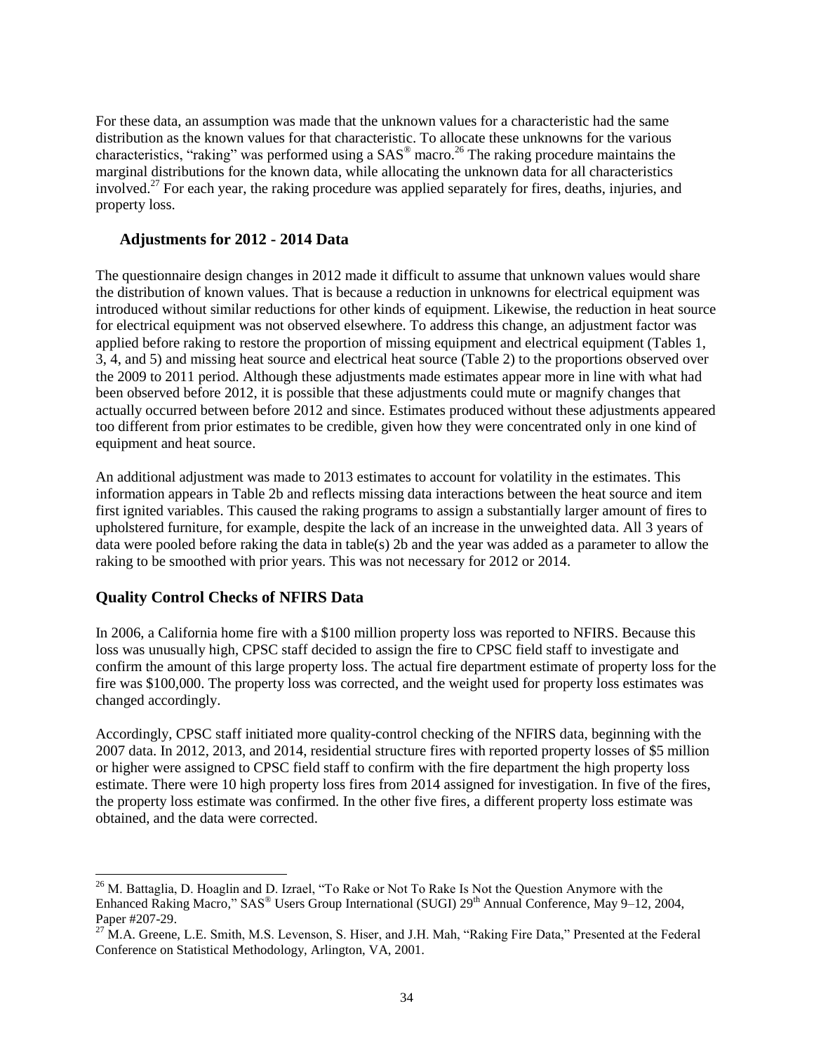For these data, an assumption was made that the unknown values for a characteristic had the same distribution as the known values for that characteristic. To allocate these unknowns for the various characteristics, "raking" was performed using a SAS® macro.[26] The raking procedure maintains the marginal distributions for the known data, while allocating the unknown data for all characteristics involved.[27] For each year, the raking procedure was applied separately for fires, deaths, injuries, and property loss.

### Adjustments for 2012 - 2014 Data

The questionnaire design changes in 2012 made it difficult to assume that unknown values would share the distribution of known values. That is because a reduction in unknowns for electrical equipment was introduced without similar reductions for other kinds of equipment. Likewise, the reduction in heat source for electrical equipment was not observed elsewhere. To address this change, an adjustment factor was applied before raking to restore the proportion of missing equipment and electrical equipment (Tables 1, 3, 4, and 5) and missing heat source and electrical heat source (Table 2) to the proportions observed over the 2009 to 2011 period. Although these adjustments made estimates appear more in line with what had been observed before 2012, it is possible that these adjustments could mute or magnify changes that actually occurred between before 2012 and since. Estimates produced without these adjustments appeared too different from prior estimates to be credible, given how they were concentrated only in one kind of equipment and heat source.

An additional adjustment was made to 2013 estimates to account for volatility in the estimates. This information appears in Table 2b and reflects missing data interactions between the heat source and item first ignited variables. This caused the raking programs to assign a substantially larger amount of fires to upholstered furniture, for example, despite the lack of an increase in the unweighted data. All 3 years of data were pooled before raking the data in table(s) 2b and the year was added as a parameter to allow the raking to be smoothed with prior years. This was not necessary for 2012 or 2014.

## Quality Control Checks of NFIRS Data

In 2006, a California home fire with a $100 million property loss was reported to NFIRS. Because this loss was unusually high, CPSC staff decided to assign the fire to CPSC field staff to investigate and confirm the amount of this large property loss. The actual fire department estimate of property loss for the fire was $100,000. The property loss was corrected, and the weight used for property loss estimates was changed accordingly.

Accordingly, CPSC staff initiated more quality-control checking of the NFIRS data, beginning with the 2007 data. In 2012, 2013, and 2014, residential structure fires with reported property losses of $5 million or higher were assigned to CPSC field staff to confirm with the fire department the high property loss estimate. There were 10 high property loss fires from 2014 assigned for investigation. In five of the fires, the property loss estimate was confirmed. In the other five fires, a different property loss estimate was obtained, and the data were corrected.

---

[26] M. Battaglia, D. Hoaglin and D. Izrael, "To Rake or Not To Rake Is Not the Question Anymore with the Enhanced Raking Macro," SAS® Users Group International (SUGI) 29th Annual Conference, May 9–12, 2004, Paper #207-29.

[27] M.A. Greene, L.E. Smith, M.S. Levenson, S. Hiser, and J.H. Mah, "Raking Fire Data," Presented at the Federal Conference on Statistical Methodology, Arlington, VA, 2001.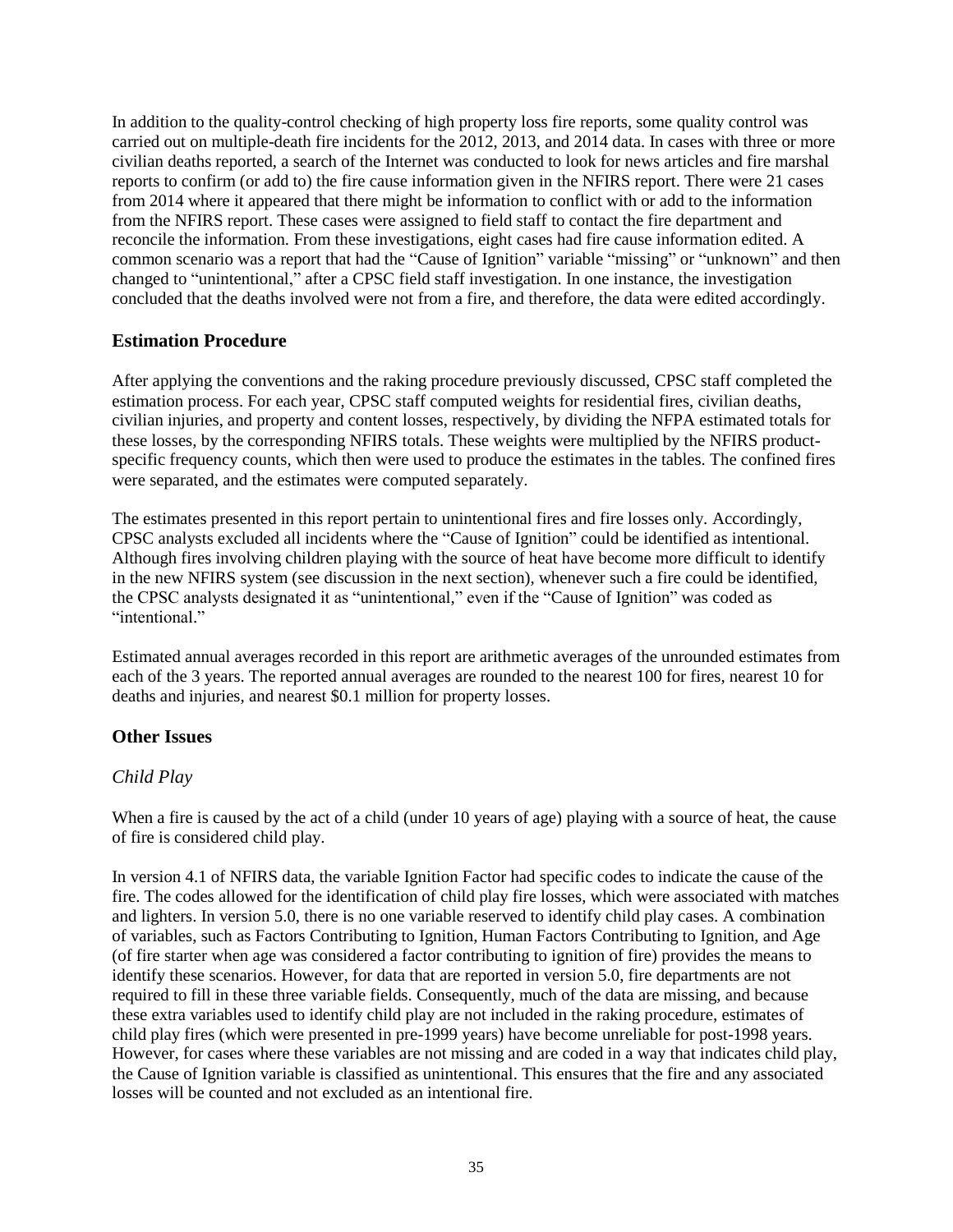In addition to the quality-control checking of high property loss fire reports, some quality control was carried out on multiple-death fire incidents for the 2012, 2013, and 2014 data. In cases with three or more civilian deaths reported, a search of the Internet was conducted to look for news articles and fire marshal reports to confirm (or add to) the fire cause information given in the NFIRS report. There were 21 cases from 2014 where it appeared that there might be information to conflict with or add to the information from the NFIRS report. These cases were assigned to field staff to contact the fire department and reconcile the information. From these investigations, eight cases had fire cause information edited. A common scenario was a report that had the "Cause of Ignition" variable "missing" or "unknown" and then changed to "unintentional," after a CPSC field staff investigation. In one instance, the investigation concluded that the deaths involved were not from a fire, and therefore, the data were edited accordingly.

### Estimation Procedure

After applying the conventions and the raking procedure previously discussed, CPSC staff completed the estimation process. For each year, CPSC staff computed weights for residential fires, civilian deaths, civilian injuries, and property and content losses, respectively, by dividing the NFPA estimated totals for these losses, by the corresponding NFIRS totals. These weights were multiplied by the NFIRS product-specific frequency counts, which then were used to produce the estimates in the tables. The confined fires were separated, and the estimates were computed separately.

The estimates presented in this report pertain to unintentional fires and fire losses only. Accordingly, CPSC analysts excluded all incidents where the "Cause of Ignition" could be identified as intentional. Although fires involving children playing with the source of heat have become more difficult to identify in the new NFIRS system (see discussion in the next section), whenever such a fire could be identified, the CPSC analysts designated it as "unintentional," even if the "Cause of Ignition" was coded as "intentional."

Estimated annual averages recorded in this report are arithmetic averages of the unrounded estimates from each of the 3 years. The reported annual averages are rounded to the nearest 100 for fires, nearest 10 for deaths and injuries, and nearest \$0.1 million for property losses.

### Other Issues

*Child Play*

When a fire is caused by the act of a child (under 10 years of age) playing with a source of heat, the cause of fire is considered child play.

In version 4.1 of NFIRS data, the variable Ignition Factor had specific codes to indicate the cause of the fire. The codes allowed for the identification of child play fire losses, which were associated with matches and lighters. In version 5.0, there is no one variable reserved to identify child play cases. A combination of variables, such as Factors Contributing to Ignition, Human Factors Contributing to Ignition, and Age (of fire starter when age was considered a factor contributing to ignition of fire) provides the means to identify these scenarios. However, for data that are reported in version 5.0, fire departments are not required to fill in these three variable fields. Consequently, much of the data are missing, and because these extra variables used to identify child play are not included in the raking procedure, estimates of child play fires (which were presented in pre-1999 years) have become unreliable for post-1998 years. However, for cases where these variables are not missing and are coded in a way that indicates child play, the Cause of Ignition variable is classified as unintentional. This ensures that the fire and any associated losses will be counted and not excluded as an intentional fire.